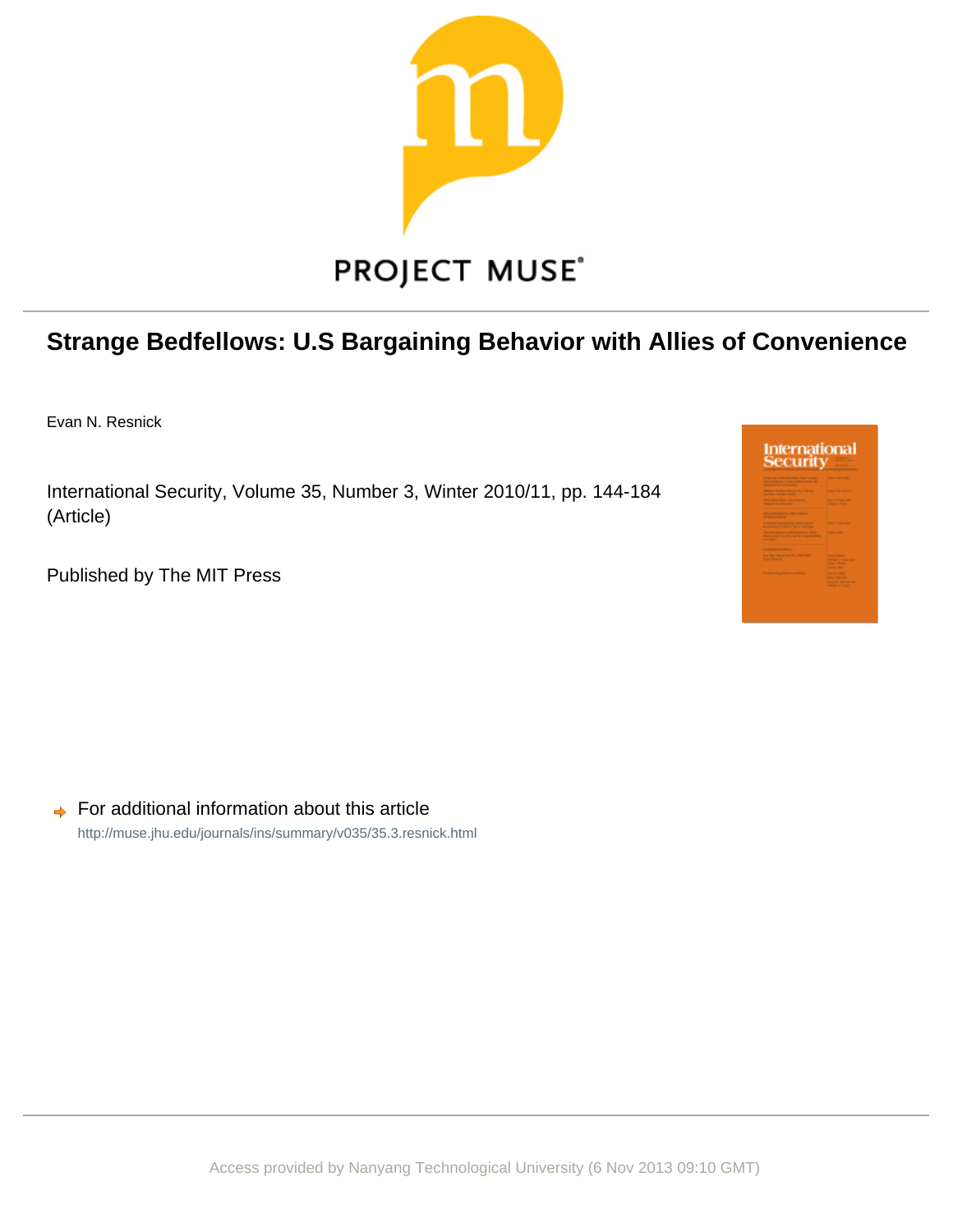PROJECT MUSE®

# Strange Bedfellows: U.S Bargaining Behavior with Allies of Convenience

Evan N. Resnick

International Security, Volume 35, Number 3, Winter 2010/11, pp. 144-184 (Article)

Published by The MIT Press

For additional information about this article

http://muse.jhu.edu/journals/ins/summary/v035/35.3.resnick.html

Access provided by Nanyang Technological University (6 Nov 2013 09:10 GMT)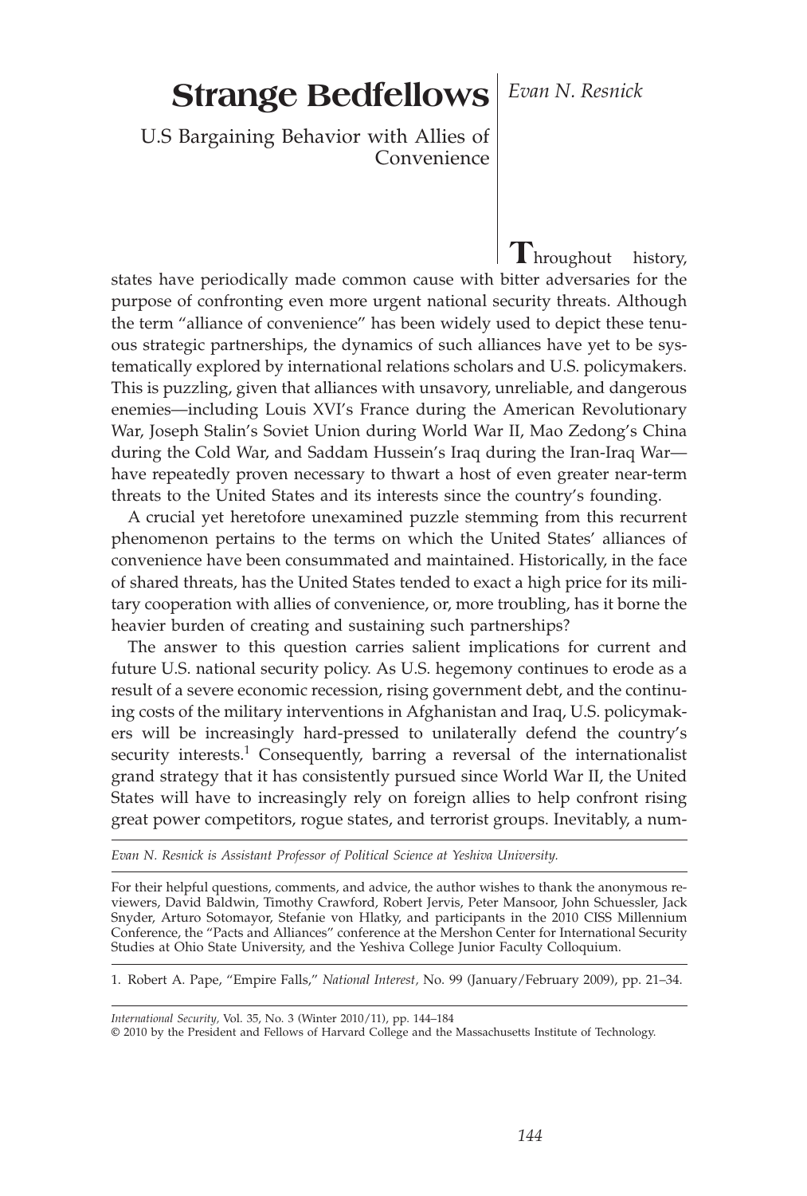# Strange Bedfellows

## U.S Bargaining Behavior with Allies of Convenience

*Evan N. Resnick*

Throughout history, states have periodically made common cause with bitter adversaries for the purpose of confronting even more urgent national security threats. Although the term "alliance of convenience" has been widely used to depict these tenuous strategic partnerships, the dynamics of such alliances have yet to be systematically explored by international relations scholars and U.S. policymakers. This is puzzling, given that alliances with unsavory, unreliable, and dangerous enemies—including Louis XVI's France during the American Revolutionary War, Joseph Stalin's Soviet Union during World War II, Mao Zedong's China during the Cold War, and Saddam Hussein's Iraq during the Iran-Iraq War—have repeatedly proven necessary to thwart a host of even greater near-term threats to the United States and its interests since the country's founding.

A crucial yet heretofore unexamined puzzle stemming from this recurrent phenomenon pertains to the terms on which the United States' alliances of convenience have been consummated and maintained. Historically, in the face of shared threats, has the United States tended to exact a high price for its military cooperation with allies of convenience, or, more troubling, has it borne the heavier burden of creating and sustaining such partnerships?

The answer to this question carries salient implications for current and future U.S. national security policy. As U.S. hegemony continues to erode as a result of a severe economic recession, rising government debt, and the continuing costs of the military interventions in Afghanistan and Iraq, U.S. policymakers will be increasingly hard-pressed to unilaterally defend the country's security interests.[1] Consequently, barring a reversal of the internationalist grand strategy that it has consistently pursued since World War II, the United States will have to increasingly rely on foreign allies to help confront rising great power competitors, rogue states, and terrorist groups. Inevitably, a num-

---

*Evan N. Resnick is Assistant Professor of Political Science at Yeshiva University.*

For their helpful questions, comments, and advice, the author wishes to thank the anonymous reviewers, David Baldwin, Timothy Crawford, Robert Jervis, Peter Mansoor, John Schuessler, Jack Snyder, Arturo Sotomayor, Stefanie von Hlatky, and participants in the 2010 CISS Millennium Conference, the "Pacts and Alliances" conference at the Mershon Center for International Security Studies at Ohio State University, and the Yeshiva College Junior Faculty Colloquium.

1. Robert A. Pape, "Empire Falls," *National Interest,* No. 99 (January/February 2009), pp. 21–34.

*International Security,* Vol. 35, No. 3 (Winter 2010/11), pp. 144–184
© 2010 by the President and Fellows of Harvard College and the Massachusetts Institute of Technology.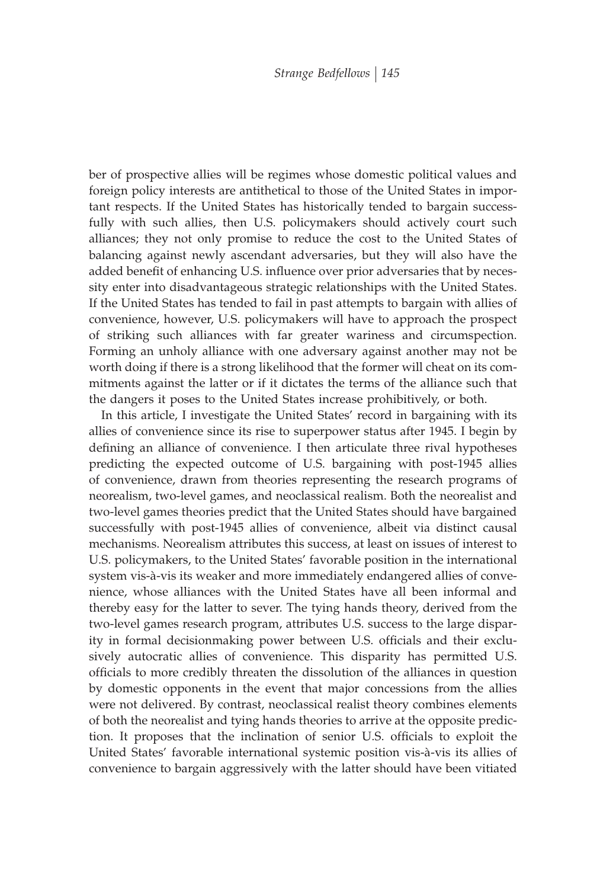ber of prospective allies will be regimes whose domestic political values and foreign policy interests are antithetical to those of the United States in important respects. If the United States has historically tended to bargain successfully with such allies, then U.S. policymakers should actively court such alliances; they not only promise to reduce the cost to the United States of balancing against newly ascendant adversaries, but they will also have the added benefit of enhancing U.S. influence over prior adversaries that by necessity enter into disadvantageous strategic relationships with the United States. If the United States has tended to fail in past attempts to bargain with allies of convenience, however, U.S. policymakers will have to approach the prospect of striking such alliances with far greater wariness and circumspection. Forming an unholy alliance with one adversary against another may not be worth doing if there is a strong likelihood that the former will cheat on its commitments against the latter or if it dictates the terms of the alliance such that the dangers it poses to the United States increase prohibitively, or both.

In this article, I investigate the United States' record in bargaining with its allies of convenience since its rise to superpower status after 1945. I begin by defining an alliance of convenience. I then articulate three rival hypotheses predicting the expected outcome of U.S. bargaining with post-1945 allies of convenience, drawn from theories representing the research programs of neorealism, two-level games, and neoclassical realism. Both the neorealist and two-level games theories predict that the United States should have bargained successfully with post-1945 allies of convenience, albeit via distinct causal mechanisms. Neorealism attributes this success, at least on issues of interest to U.S. policymakers, to the United States' favorable position in the international system vis-à-vis its weaker and more immediately endangered allies of convenience, whose alliances with the United States have all been informal and thereby easy for the latter to sever. The tying hands theory, derived from the two-level games research program, attributes U.S. success to the large disparity in formal decisionmaking power between U.S. officials and their exclusively autocratic allies of convenience. This disparity has permitted U.S. officials to more credibly threaten the dissolution of the alliances in question by domestic opponents in the event that major concessions from the allies were not delivered. By contrast, neoclassical realist theory combines elements of both the neorealist and tying hands theories to arrive at the opposite prediction. It proposes that the inclination of senior U.S. officials to exploit the United States' favorable international systemic position vis-à-vis its allies of convenience to bargain aggressively with the latter should have been vitiated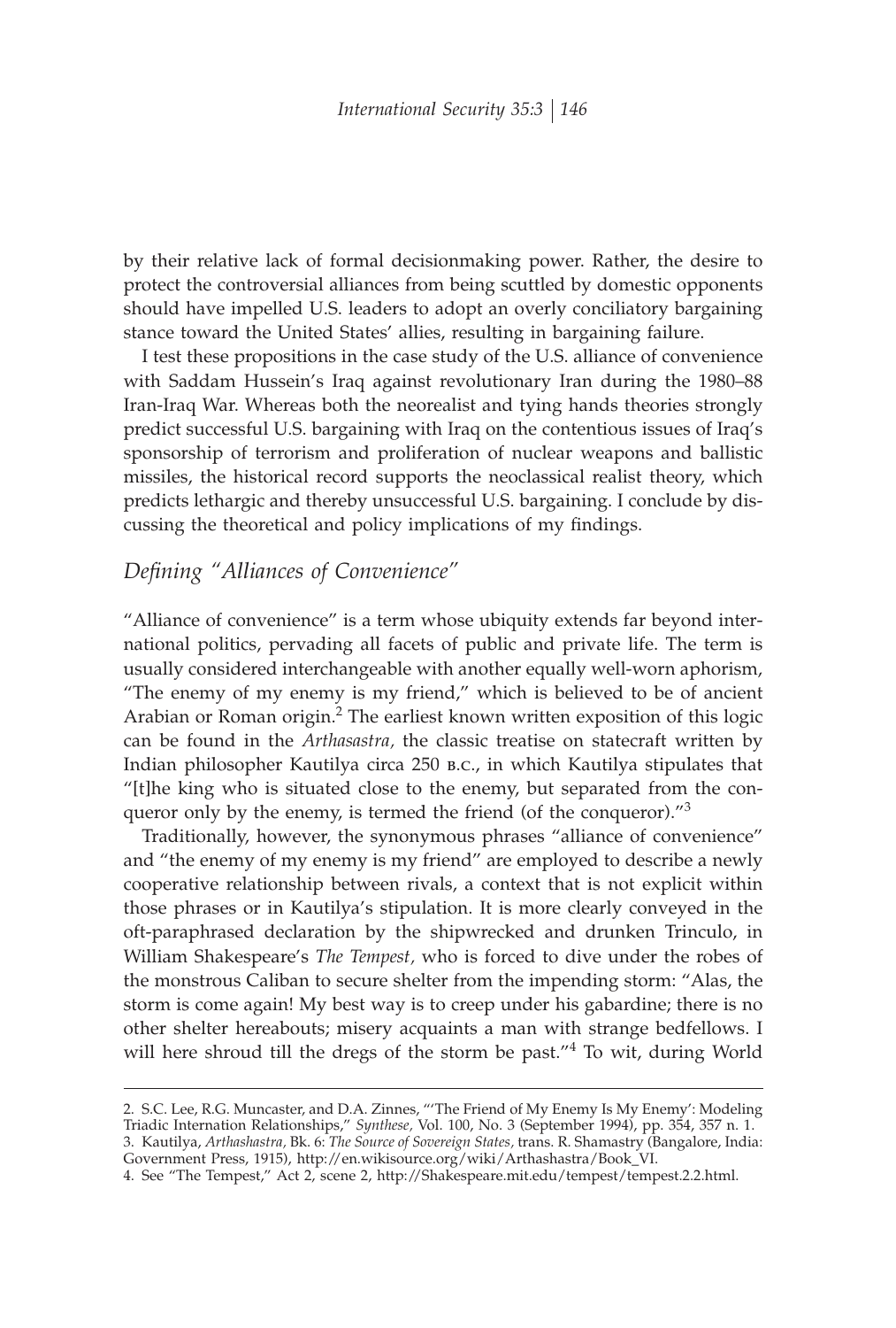by their relative lack of formal decisionmaking power. Rather, the desire to protect the controversial alliances from being scuttled by domestic opponents should have impelled U.S. leaders to adopt an overly conciliatory bargaining stance toward the United States' allies, resulting in bargaining failure.

I test these propositions in the case study of the U.S. alliance of convenience with Saddam Hussein's Iraq against revolutionary Iran during the 1980–88 Iran-Iraq War. Whereas both the neorealist and tying hands theories strongly predict successful U.S. bargaining with Iraq on the contentious issues of Iraq's sponsorship of terrorism and proliferation of nuclear weapons and ballistic missiles, the historical record supports the neoclassical realist theory, which predicts lethargic and thereby unsuccessful U.S. bargaining. I conclude by discussing the theoretical and policy implications of my findings.

## *Defining "Alliances of Convenience"*

"Alliance of convenience" is a term whose ubiquity extends far beyond international politics, pervading all facets of public and private life. The term is usually considered interchangeable with another equally well-worn aphorism, "The enemy of my enemy is my friend," which is believed to be of ancient Arabian or Roman origin.[2] The earliest known written exposition of this logic can be found in the *Arthasastra,* the classic treatise on statecraft written by Indian philosopher Kautilya circa 250 B.C., in which Kautilya stipulates that "[t]he king who is situated close to the enemy, but separated from the conqueror only by the enemy, is termed the friend (of the conqueror)."[3]

Traditionally, however, the synonymous phrases "alliance of convenience" and "the enemy of my enemy is my friend" are employed to describe a newly cooperative relationship between rivals, a context that is not explicit within those phrases or in Kautilya's stipulation. It is more clearly conveyed in the oft-paraphrased declaration by the shipwrecked and drunken Trinculo, in William Shakespeare's *The Tempest,* who is forced to dive under the robes of the monstrous Caliban to secure shelter from the impending storm: "Alas, the storm is come again! My best way is to creep under his gabardine; there is no other shelter hereabouts; misery acquaints a man with strange bedfellows. I will here shroud till the dregs of the storm be past."[4] To wit, during World

---

2. S.C. Lee, R.G. Muncaster, and D.A. Zinnes, "'The Friend of My Enemy Is My Enemy': Modeling Triadic Internation Relationships," *Synthese,* Vol. 100, No. 3 (September 1994), pp. 354, 357 n. 1.
3. Kautilya, *Arthashastra,* Bk. 6: *The Source of Sovereign States,* trans. R. Shamastry (Bangalore, India: Government Press, 1915), http://en.wikisource.org/wiki/Arthashastra/Book_VI.
4. See "The Tempest," Act 2, scene 2, http://Shakespeare.mit.edu/tempest/tempest.2.2.html.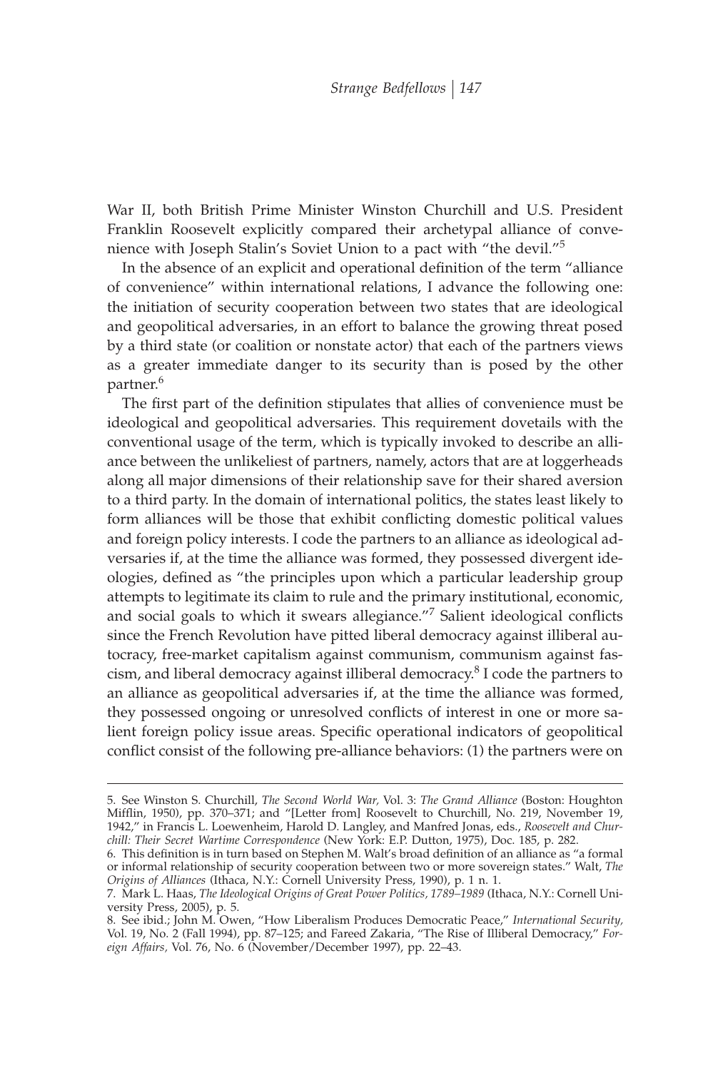War II, both British Prime Minister Winston Churchill and U.S. President Franklin Roosevelt explicitly compared their archetypal alliance of convenience with Joseph Stalin's Soviet Union to a pact with "the devil."[5]

In the absence of an explicit and operational definition of the term "alliance of convenience" within international relations, I advance the following one: the initiation of security cooperation between two states that are ideological and geopolitical adversaries, in an effort to balance the growing threat posed by a third state (or coalition or nonstate actor) that each of the partners views as a greater immediate danger to its security than is posed by the other partner.[6]

The first part of the definition stipulates that allies of convenience must be ideological and geopolitical adversaries. This requirement dovetails with the conventional usage of the term, which is typically invoked to describe an alliance between the unlikeliest of partners, namely, actors that are at loggerheads along all major dimensions of their relationship save for their shared aversion to a third party. In the domain of international politics, the states least likely to form alliances will be those that exhibit conflicting domestic political values and foreign policy interests. I code the partners to an alliance as ideological adversaries if, at the time the alliance was formed, they possessed divergent ideologies, defined as "the principles upon which a particular leadership group attempts to legitimate its claim to rule and the primary institutional, economic, and social goals to which it swears allegiance."[7] Salient ideological conflicts since the French Revolution have pitted liberal democracy against illiberal autocracy, free-market capitalism against communism, communism against fascism, and liberal democracy against illiberal democracy.[8] I code the partners to an alliance as geopolitical adversaries if, at the time the alliance was formed, they possessed ongoing or unresolved conflicts of interest in one or more salient foreign policy issue areas. Specific operational indicators of geopolitical conflict consist of the following pre-alliance behaviors: (1) the partners were on

---

5. See Winston S. Churchill, *The Second World War*, Vol. 3: *The Grand Alliance* (Boston: Houghton Mifflin, 1950), pp. 370–371; and "[Letter from] Roosevelt to Churchill, No. 219, November 19, 1942," in Francis L. Loewenheim, Harold D. Langley, and Manfred Jonas, eds., *Roosevelt and Churchill: Their Secret Wartime Correspondence* (New York: E.P. Dutton, 1975), Doc. 185, p. 282.

6. This definition is in turn based on Stephen M. Walt's broad definition of an alliance as "a formal or informal relationship of security cooperation between two or more sovereign states." Walt, *The Origins of Alliances* (Ithaca, N.Y.: Cornell University Press, 1990), p. 1 n. 1.

7. Mark L. Haas, *The Ideological Origins of Great Power Politics, 1789–1989* (Ithaca, N.Y.: Cornell University Press, 2005), p. 5.

8. See ibid.; John M. Owen, "How Liberalism Produces Democratic Peace," *International Security*, Vol. 19, No. 2 (Fall 1994), pp. 87–125; and Fareed Zakaria, "The Rise of Illiberal Democracy," *Foreign Affairs*, Vol. 76, No. 6 (November/December 1997), pp. 22–43.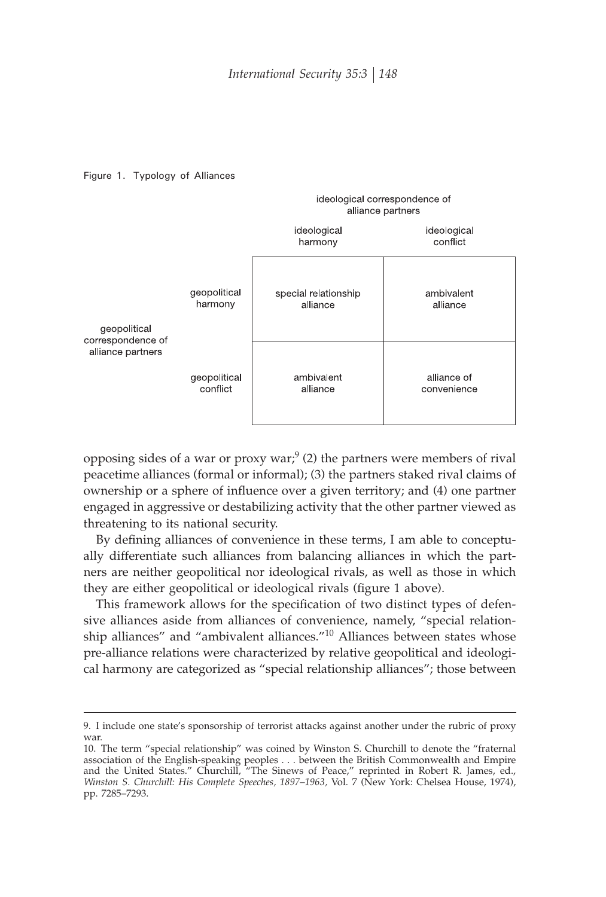Figure 1. Typology of Alliances

| | | ideological correspondence of alliance partners | |
|---|---|---|---|
| | | ideological harmony | ideological conflict |
| geopolitical correspondence of alliance partners | geopolitical harmony | special relationship alliance | ambivalent alliance |
| | geopolitical conflict | ambivalent alliance | alliance of convenience |

opposing sides of a war or proxy war;[9] (2) the partners were members of rival peacetime alliances (formal or informal); (3) the partners staked rival claims of ownership or a sphere of influence over a given territory; and (4) one partner engaged in aggressive or destabilizing activity that the other partner viewed as threatening to its national security.

By defining alliances of convenience in these terms, I am able to conceptually differentiate such alliances from balancing alliances in which the partners are neither geopolitical nor ideological rivals, as well as those in which they are either geopolitical or ideological rivals (figure 1 above).

This framework allows for the specification of two distinct types of defensive alliances aside from alliances of convenience, namely, "special relationship alliances" and "ambivalent alliances."[10] Alliances between states whose pre-alliance relations were characterized by relative geopolitical and ideological harmony are categorized as "special relationship alliances"; those between

9. I include one state's sponsorship of terrorist attacks against another under the rubric of proxy war.

10. The term "special relationship" was coined by Winston S. Churchill to denote the "fraternal association of the English-speaking peoples . . . between the British Commonwealth and Empire and the United States." Churchill, "The Sinews of Peace," reprinted in Robert R. James, ed., *Winston S. Churchill: His Complete Speeches, 1897–1963,* Vol. 7 (New York: Chelsea House, 1974), pp. 7285–7293.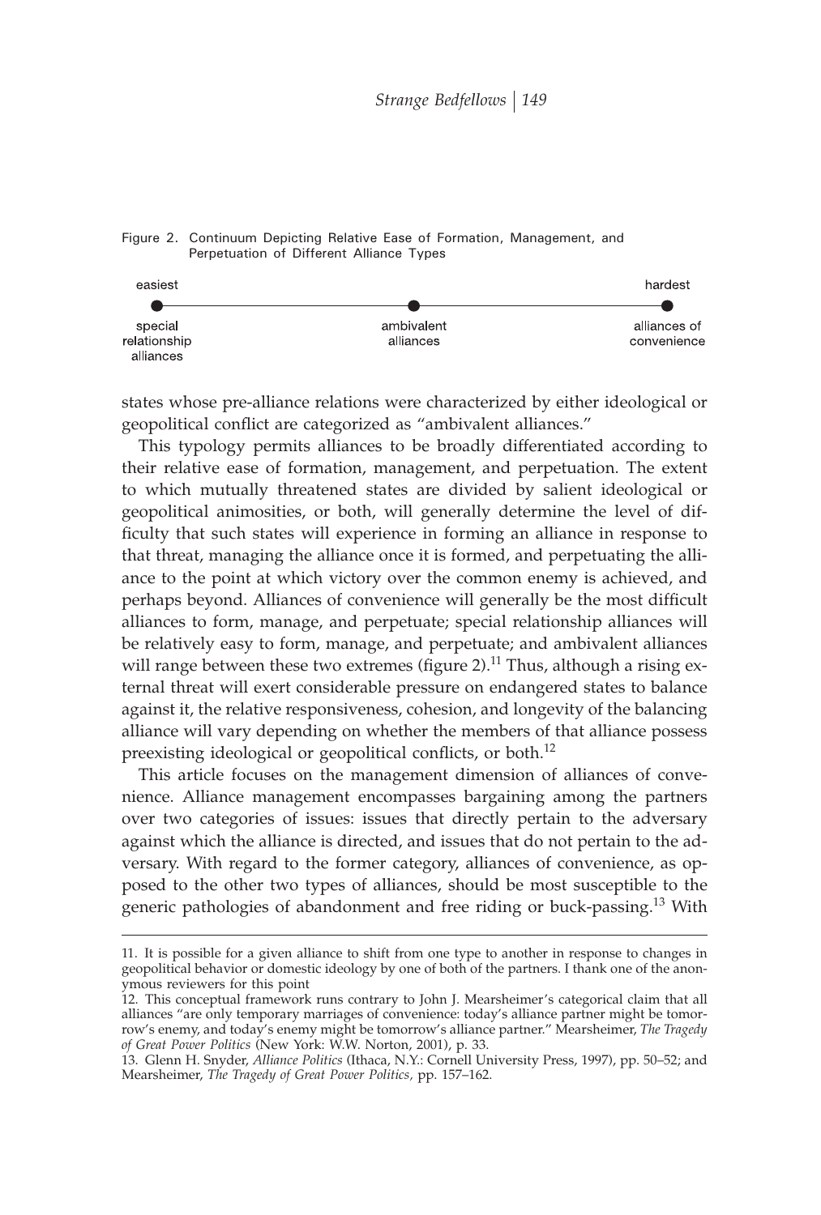Figure 2. Continuum Depicting Relative Ease of Formation, Management, and Perpetuation of Different Alliance Types

| easiest | | hardest |
|---|---|---|
| special relationship alliances | ambivalent alliances | alliances of convenience |

states whose pre-alliance relations were characterized by either ideological or geopolitical conflict are categorized as "ambivalent alliances."

This typology permits alliances to be broadly differentiated according to their relative ease of formation, management, and perpetuation. The extent to which mutually threatened states are divided by salient ideological or geopolitical animosities, or both, will generally determine the level of difficulty that such states will experience in forming an alliance in response to that threat, managing the alliance once it is formed, and perpetuating the alliance to the point at which victory over the common enemy is achieved, and perhaps beyond. Alliances of convenience will generally be the most difficult alliances to form, manage, and perpetuate; special relationship alliances will be relatively easy to form, manage, and perpetuate; and ambivalent alliances will range between these two extremes (figure 2).[11] Thus, although a rising external threat will exert considerable pressure on endangered states to balance against it, the relative responsiveness, cohesion, and longevity of the balancing alliance will vary depending on whether the members of that alliance possess preexisting ideological or geopolitical conflicts, or both.[12]

This article focuses on the management dimension of alliances of convenience. Alliance management encompasses bargaining among the partners over two categories of issues: issues that directly pertain to the adversary against which the alliance is directed, and issues that do not pertain to the adversary. With regard to the former category, alliances of convenience, as opposed to the other two types of alliances, should be most susceptible to the generic pathologies of abandonment and free riding or buck-passing.[13] With

---

11. It is possible for a given alliance to shift from one type to another in response to changes in geopolitical behavior or domestic ideology by one of both of the partners. I thank one of the anonymous reviewers for this point

12. This conceptual framework runs contrary to John J. Mearsheimer's categorical claim that all alliances "are only temporary marriages of convenience: today's alliance partner might be tomorrow's enemy, and today's enemy might be tomorrow's alliance partner." Mearsheimer, *The Tragedy of Great Power Politics* (New York: W.W. Norton, 2001), p. 33.

13. Glenn H. Snyder, *Alliance Politics* (Ithaca, N.Y.: Cornell University Press, 1997), pp. 50–52; and Mearsheimer, *The Tragedy of Great Power Politics*, pp. 157–162.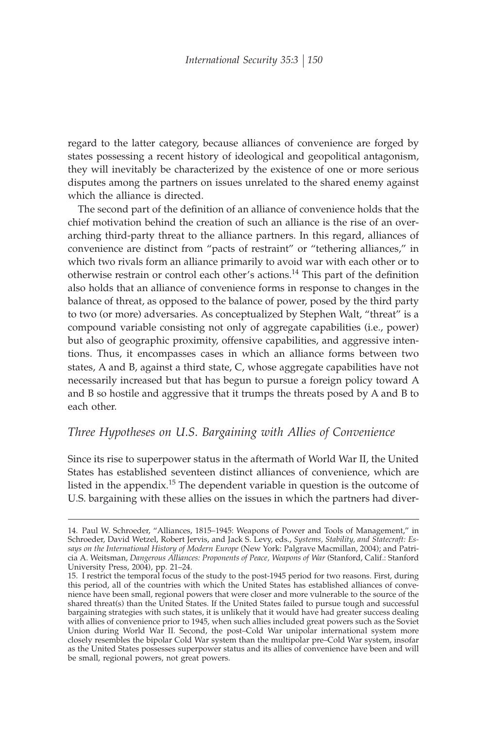regard to the latter category, because alliances of convenience are forged by states possessing a recent history of ideological and geopolitical antagonism, they will inevitably be characterized by the existence of one or more serious disputes among the partners on issues unrelated to the shared enemy against which the alliance is directed.

The second part of the definition of an alliance of convenience holds that the chief motivation behind the creation of such an alliance is the rise of an overarching third-party threat to the alliance partners. In this regard, alliances of convenience are distinct from "pacts of restraint" or "tethering alliances," in which two rivals form an alliance primarily to avoid war with each other or to otherwise restrain or control each other's actions.[14] This part of the definition also holds that an alliance of convenience forms in response to changes in the balance of threat, as opposed to the balance of power, posed by the third party to two (or more) adversaries. As conceptualized by Stephen Walt, "threat" is a compound variable consisting not only of aggregate capabilities (i.e., power) but also of geographic proximity, offensive capabilities, and aggressive intentions. Thus, it encompasses cases in which an alliance forms between two states, A and B, against a third state, C, whose aggregate capabilities have not necessarily increased but that has begun to pursue a foreign policy toward A and B so hostile and aggressive that it trumps the threats posed by A and B to each other.

## *Three Hypotheses on U.S. Bargaining with Allies of Convenience*

Since its rise to superpower status in the aftermath of World War II, the United States has established seventeen distinct alliances of convenience, which are listed in the appendix.[15] The dependent variable in question is the outcome of U.S. bargaining with these allies on the issues in which the partners had diver-

---

14. Paul W. Schroeder, "Alliances, 1815–1945: Weapons of Power and Tools of Management," in Schroeder, David Wetzel, Robert Jervis, and Jack S. Levy, eds., *Systems, Stability, and Statecraft: Essays on the International History of Modern Europe* (New York: Palgrave Macmillan, 2004); and Patricia A. Weitsman, *Dangerous Alliances: Proponents of Peace, Weapons of War* (Stanford, Calif.: Stanford University Press, 2004), pp. 21–24.

15. I restrict the temporal focus of the study to the post-1945 period for two reasons. First, during this period, all of the countries with which the United States has established alliances of convenience have been small, regional powers that were closer and more vulnerable to the source of the shared threat(s) than the United States. If the United States failed to pursue tough and successful bargaining strategies with such states, it is unlikely that it would have had greater success dealing with allies of convenience prior to 1945, when such allies included great powers such as the Soviet Union during World War II. Second, the post–Cold War unipolar international system more closely resembles the bipolar Cold War system than the multipolar pre–Cold War system, insofar as the United States possesses superpower status and its allies of convenience have been and will be small, regional powers, not great powers.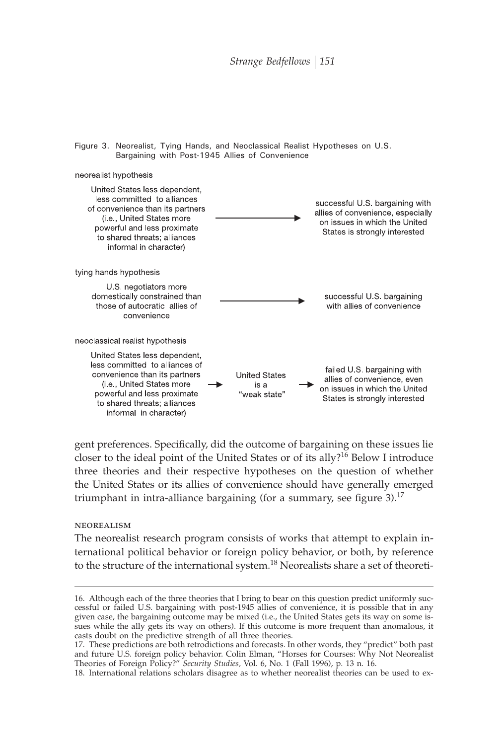Figure 3. Neorealist, Tying Hands, and Neoclassical Realist Hypotheses on U.S. Bargaining with Post-1945 Allies of Convenience

neorealist hypothesis

United States less dependent, less committed to alliances of convenience than its partners (i.e., United States more powerful and less proximate to shared threats; alliances informal in character) → successful U.S. bargaining with allies of convenience, especially on issues in which the United States is strongly interested

tying hands hypothesis

U.S. negotiators more domestically constrained than those of autocratic allies of convenience → successful U.S. bargaining with allies of convenience

neoclassical realist hypothesis

United States less dependent, less committed to alliances of convenience than its partners (i.e., United States more powerful and less proximate to shared threats; alliances informal in character) → United States is a "weak state" → failed U.S. bargaining with allies of convenience, even on issues in which the United States is strongly interested

gent preferences. Specifically, did the outcome of bargaining on these issues lie closer to the ideal point of the United States or of its ally?[16] Below I introduce three theories and their respective hypotheses on the question of whether the United States or its allies of convenience should have generally emerged triumphant in intra-alliance bargaining (for a summary, see figure 3).[17]

### NEOREALISM

The neorealist research program consists of works that attempt to explain international political behavior or foreign policy behavior, or both, by reference to the structure of the international system.[18] Neorealists share a set of theoreti-

---

16. Although each of the three theories that I bring to bear on this question predict uniformly successful or failed U.S. bargaining with post-1945 allies of convenience, it is possible that in any given case, the bargaining outcome may be mixed (i.e., the United States gets its way on some issues while the ally gets its way on others). If this outcome is more frequent than anomalous, it casts doubt on the predictive strength of all three theories.

17. These predictions are both retrodictions and forecasts. In other words, they "predict" both past and future U.S. foreign policy behavior. Colin Elman, "Horses for Courses: Why Not Neorealist Theories of Foreign Policy?" *Security Studies*, Vol. 6, No. 1 (Fall 1996), p. 13 n. 16.

18. International relations scholars disagree as to whether neorealist theories can be used to ex-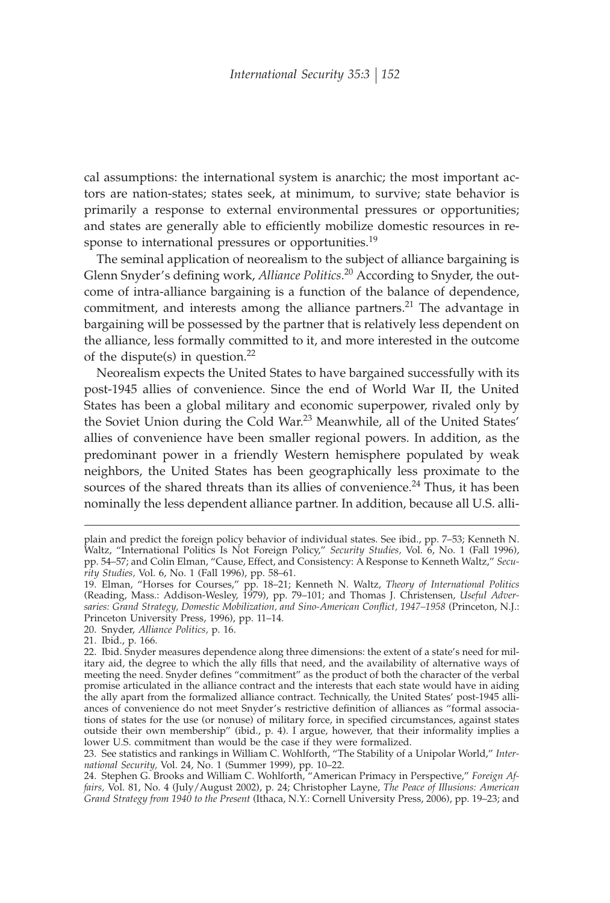cal assumptions: the international system is anarchic; the most important actors are nation-states; states seek, at minimum, to survive; state behavior is primarily a response to external environmental pressures or opportunities; and states are generally able to efficiently mobilize domestic resources in response to international pressures or opportunities.[19]

The seminal application of neorealism to the subject of alliance bargaining is Glenn Snyder's defining work, *Alliance Politics*.[20] According to Snyder, the outcome of intra-alliance bargaining is a function of the balance of dependence, commitment, and interests among the alliance partners.[21] The advantage in bargaining will be possessed by the partner that is relatively less dependent on the alliance, less formally committed to it, and more interested in the outcome of the dispute(s) in question.[22]

Neorealism expects the United States to have bargained successfully with its post-1945 allies of convenience. Since the end of World War II, the United States has been a global military and economic superpower, rivaled only by the Soviet Union during the Cold War.[23] Meanwhile, all of the United States' allies of convenience have been smaller regional powers. In addition, as the predominant power in a friendly Western hemisphere populated by weak neighbors, the United States has been geographically less proximate to the sources of the shared threats than its allies of convenience.[24] Thus, it has been nominally the less dependent alliance partner. In addition, because all U.S. alli-

---

plain and predict the foreign policy behavior of individual states. See ibid., pp. 7–53; Kenneth N. Waltz, "International Politics Is Not Foreign Policy," *Security Studies*, Vol. 6, No. 1 (Fall 1996), pp. 54–57; and Colin Elman, "Cause, Effect, and Consistency: A Response to Kenneth Waltz," *Security Studies*, Vol. 6, No. 1 (Fall 1996), pp. 58–61.

19. Elman, "Horses for Courses," pp. 18–21; Kenneth N. Waltz, *Theory of International Politics* (Reading, Mass.: Addison-Wesley, 1979), pp. 79–101; and Thomas J. Christensen, *Useful Adversaries: Grand Strategy, Domestic Mobilization, and Sino-American Conflict, 1947–1958* (Princeton, N.J.: Princeton University Press, 1996), pp. 11–14.

20. Snyder, *Alliance Politics*, p. 16.

21. Ibid., p. 166.

22. Ibid. Snyder measures dependence along three dimensions: the extent of a state's need for military aid, the degree to which the ally fills that need, and the availability of alternative ways of meeting the need. Snyder defines "commitment" as the product of both the character of the verbal promise articulated in the alliance contract and the interests that each state would have in aiding the ally apart from the formalized alliance contract. Technically, the United States' post-1945 alliances of convenience do not meet Snyder's restrictive definition of alliances as "formal associations of states for the use (or nonuse) of military force, in specified circumstances, against states outside their own membership" (ibid., p. 4). I argue, however, that their informality implies a lower U.S. commitment than would be the case if they were formalized.

23. See statistics and rankings in William C. Wohlforth, "The Stability of a Unipolar World," *International Security*, Vol. 24, No. 1 (Summer 1999), pp. 10–22.

24. Stephen G. Brooks and William C. Wohlforth, "American Primacy in Perspective," *Foreign Affairs*, Vol. 81, No. 4 (July/August 2002), p. 24; Christopher Layne, *The Peace of Illusions: American Grand Strategy from 1940 to the Present* (Ithaca, N.Y.: Cornell University Press, 2006), pp. 19–23; and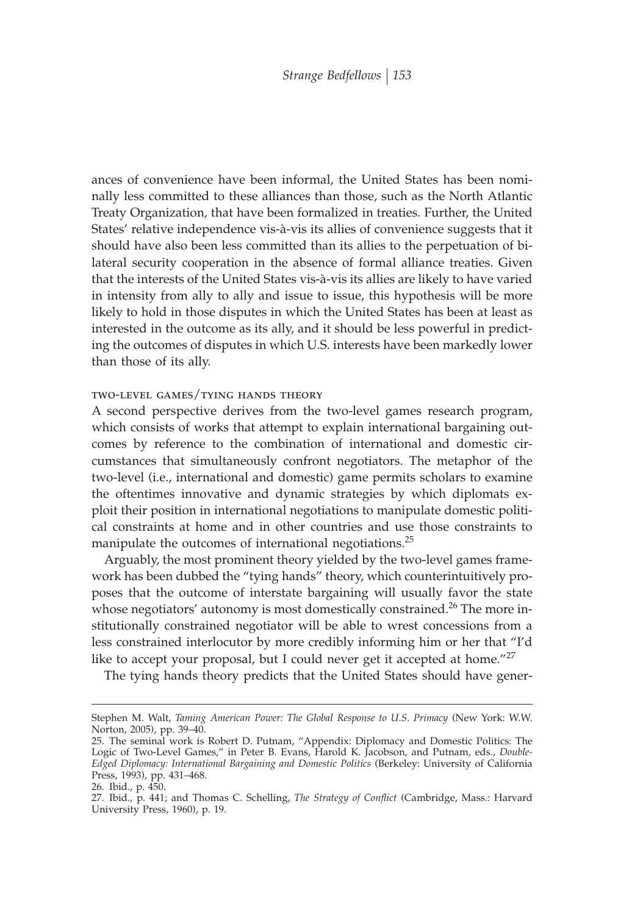ances of convenience have been informal, the United States has been nominally less committed to these alliances than those, such as the North Atlantic Treaty Organization, that have been formalized in treaties. Further, the United States' relative independence vis-à-vis its allies of convenience suggests that it should have also been less committed than its allies to the perpetuation of bilateral security cooperation in the absence of formal alliance treaties. Given that the interests of the United States vis-à-vis its allies are likely to have varied in intensity from ally to ally and issue to issue, this hypothesis will be more likely to hold in those disputes in which the United States has been at least as interested in the outcome as its ally, and it should be less powerful in predicting the outcomes of disputes in which U.S. interests have been markedly lower than those of its ally.

### two-level games/tying hands theory

A second perspective derives from the two-level games research program, which consists of works that attempt to explain international bargaining outcomes by reference to the combination of international and domestic circumstances that simultaneously confront negotiators. The metaphor of the two-level (i.e., international and domestic) game permits scholars to examine the oftentimes innovative and dynamic strategies by which diplomats exploit their position in international negotiations to manipulate domestic political constraints at home and in other countries and use those constraints to manipulate the outcomes of international negotiations.[25]

Arguably, the most prominent theory yielded by the two-level games framework has been dubbed the "tying hands" theory, which counterintuitively proposes that the outcome of interstate bargaining will usually favor the state whose negotiators' autonomy is most domestically constrained.[26] The more institutionally constrained negotiator will be able to wrest concessions from a less constrained interlocutor by more credibly informing him or her that "I'd like to accept your proposal, but I could never get it accepted at home."[27]

The tying hands theory predicts that the United States should have gener-

---

Stephen M. Walt, *Taming American Power: The Global Response to U.S. Primacy* (New York: W.W. Norton, 2005), pp. 39–40.

25. The seminal work is Robert D. Putnam, "Appendix: Diplomacy and Domestic Politics: The Logic of Two-Level Games," in Peter B. Evans, Harold K. Jacobson, and Putnam, eds., *Double-Edged Diplomacy: International Bargaining and Domestic Politics* (Berkeley: University of California Press, 1993), pp. 431–468.

26. Ibid., p. 450.

27. Ibid., p. 441; and Thomas C. Schelling, *The Strategy of Conflict* (Cambridge, Mass.: Harvard University Press, 1960), p. 19.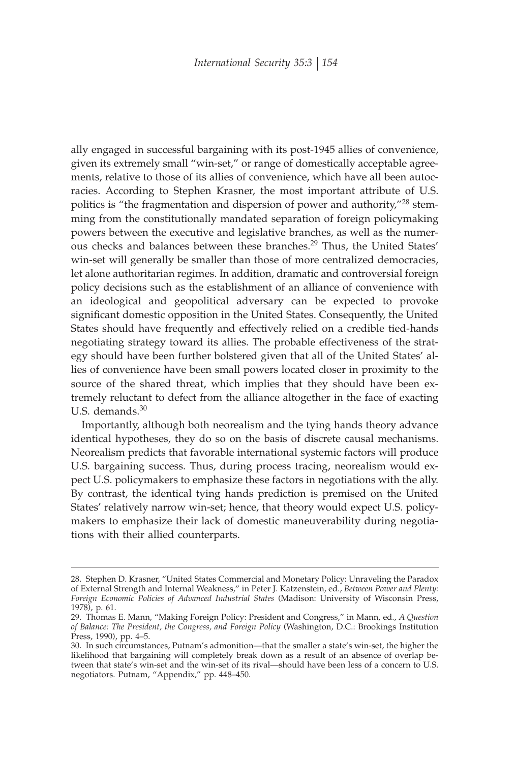ally engaged in successful bargaining with its post-1945 allies of convenience, given its extremely small "win-set," or range of domestically acceptable agreements, relative to those of its allies of convenience, which have all been autocracies. According to Stephen Krasner, the most important attribute of U.S. politics is "the fragmentation and dispersion of power and authority,"[28] stemming from the constitutionally mandated separation of foreign policymaking powers between the executive and legislative branches, as well as the numerous checks and balances between these branches.[29] Thus, the United States' win-set will generally be smaller than those of more centralized democracies, let alone authoritarian regimes. In addition, dramatic and controversial foreign policy decisions such as the establishment of an alliance of convenience with an ideological and geopolitical adversary can be expected to provoke significant domestic opposition in the United States. Consequently, the United States should have frequently and effectively relied on a credible tied-hands negotiating strategy toward its allies. The probable effectiveness of the strategy should have been further bolstered given that all of the United States' allies of convenience have been small powers located closer in proximity to the source of the shared threat, which implies that they should have been extremely reluctant to defect from the alliance altogether in the face of exacting U.S. demands.[30]

Importantly, although both neorealism and the tying hands theory advance identical hypotheses, they do so on the basis of discrete causal mechanisms. Neorealism predicts that favorable international systemic factors will produce U.S. bargaining success. Thus, during process tracing, neorealism would expect U.S. policymakers to emphasize these factors in negotiations with the ally. By contrast, the identical tying hands prediction is premised on the United States' relatively narrow win-set; hence, that theory would expect U.S. policymakers to emphasize their lack of domestic maneuverability during negotiations with their allied counterparts.

---

28. Stephen D. Krasner, "United States Commercial and Monetary Policy: Unraveling the Paradox of External Strength and Internal Weakness," in Peter J. Katzenstein, ed., *Between Power and Plenty: Foreign Economic Policies of Advanced Industrial States* (Madison: University of Wisconsin Press, 1978), p. 61.

29. Thomas E. Mann, "Making Foreign Policy: President and Congress," in Mann, ed., *A Question of Balance: The President, the Congress, and Foreign Policy* (Washington, D.C.: Brookings Institution Press, 1990), pp. 4–5.

30. In such circumstances, Putnam's admonition—that the smaller a state's win-set, the higher the likelihood that bargaining will completely break down as a result of an absence of overlap between that state's win-set and the win-set of its rival—should have been less of a concern to U.S. negotiators. Putnam, "Appendix," pp. 448–450.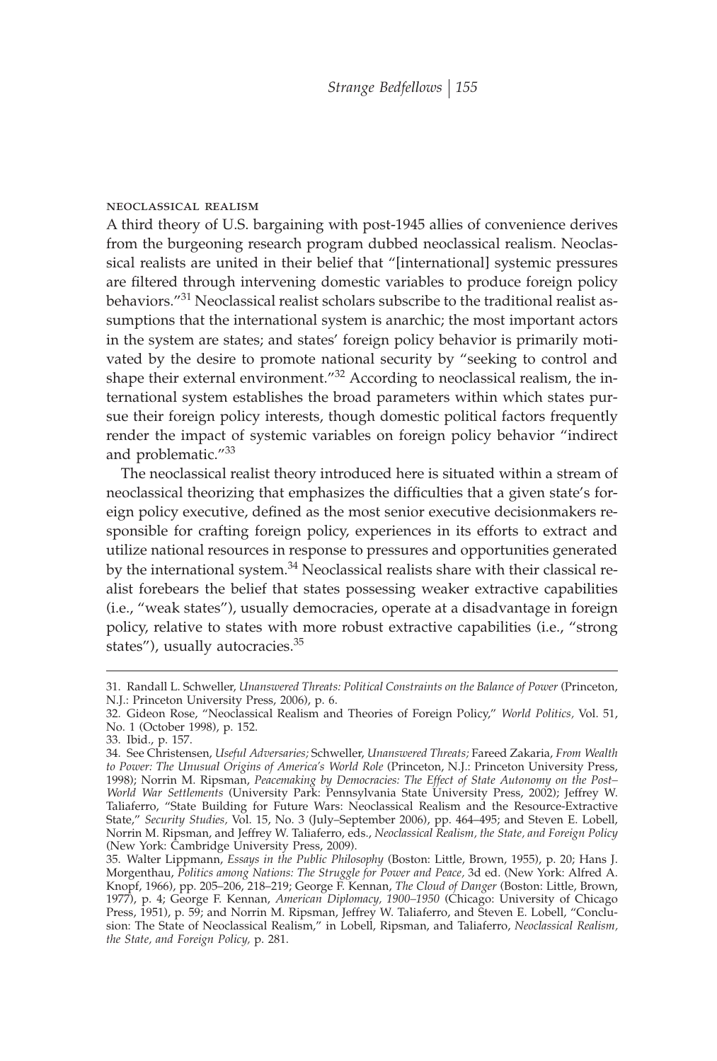### neoclassical realism

A third theory of U.S. bargaining with post-1945 allies of convenience derives from the burgeoning research program dubbed neoclassical realism. Neoclassical realists are united in their belief that "[international] systemic pressures are filtered through intervening domestic variables to produce foreign policy behaviors."[31] Neoclassical realist scholars subscribe to the traditional realist assumptions that the international system is anarchic; the most important actors in the system are states; and states' foreign policy behavior is primarily motivated by the desire to promote national security by "seeking to control and shape their external environment."[32] According to neoclassical realism, the international system establishes the broad parameters within which states pursue their foreign policy interests, though domestic political factors frequently render the impact of systemic variables on foreign policy behavior "indirect and problematic."[33]

The neoclassical realist theory introduced here is situated within a stream of neoclassical theorizing that emphasizes the difficulties that a given state's foreign policy executive, defined as the most senior executive decisionmakers responsible for crafting foreign policy, experiences in its efforts to extract and utilize national resources in response to pressures and opportunities generated by the international system.[34] Neoclassical realists share with their classical realist forebears the belief that states possessing weaker extractive capabilities (i.e., "weak states"), usually democracies, operate at a disadvantage in foreign policy, relative to states with more robust extractive capabilities (i.e., "strong states"), usually autocracies.[35]

---

31. Randall L. Schweller, *Unanswered Threats: Political Constraints on the Balance of Power* (Princeton, N.J.: Princeton University Press, 2006), p. 6.

32. Gideon Rose, "Neoclassical Realism and Theories of Foreign Policy," *World Politics,* Vol. 51, No. 1 (October 1998), p. 152.

33. Ibid., p. 157.

34. See Christensen, *Useful Adversaries;* Schweller, *Unanswered Threats;* Fareed Zakaria, *From Wealth to Power: The Unusual Origins of America's World Role* (Princeton, N.J.: Princeton University Press, 1998); Norrin M. Ripsman, *Peacemaking by Democracies: The Effect of State Autonomy on the Post–World War Settlements* (University Park: Pennsylvania State University Press, 2002); Jeffrey W. Taliaferro, "State Building for Future Wars: Neoclassical Realism and the Resource-Extractive State," *Security Studies,* Vol. 15, No. 3 (July–September 2006), pp. 464–495; and Steven E. Lobell, Norrin M. Ripsman, and Jeffrey W. Taliaferro, eds., *Neoclassical Realism, the State, and Foreign Policy* (New York: Cambridge University Press, 2009).

35. Walter Lippmann, *Essays in the Public Philosophy* (Boston: Little, Brown, 1955), p. 20; Hans J. Morgenthau, *Politics among Nations: The Struggle for Power and Peace,* 3d ed. (New York: Alfred A. Knopf, 1966), pp. 205–206, 218–219; George F. Kennan, *The Cloud of Danger* (Boston: Little, Brown, 1977), p. 4; George F. Kennan, *American Diplomacy, 1900–1950* (Chicago: University of Chicago Press, 1951), p. 59; and Norrin M. Ripsman, Jeffrey W. Taliaferro, and Steven E. Lobell, "Conclusion: The State of Neoclassical Realism," in Lobell, Ripsman, and Taliaferro, *Neoclassical Realism, the State, and Foreign Policy,* p. 281.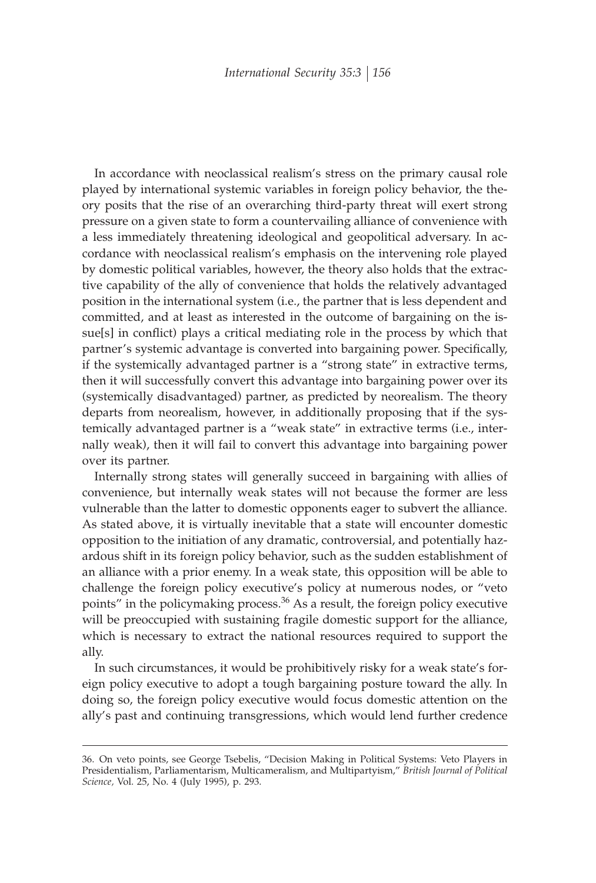In accordance with neoclassical realism's stress on the primary causal role played by international systemic variables in foreign policy behavior, the theory posits that the rise of an overarching third-party threat will exert strong pressure on a given state to form a countervailing alliance of convenience with a less immediately threatening ideological and geopolitical adversary. In accordance with neoclassical realism's emphasis on the intervening role played by domestic political variables, however, the theory also holds that the extractive capability of the ally of convenience that holds the relatively advantaged position in the international system (i.e., the partner that is less dependent and committed, and at least as interested in the outcome of bargaining on the issue[s] in conflict) plays a critical mediating role in the process by which that partner's systemic advantage is converted into bargaining power. Specifically, if the systemically advantaged partner is a "strong state" in extractive terms, then it will successfully convert this advantage into bargaining power over its (systemically disadvantaged) partner, as predicted by neorealism. The theory departs from neorealism, however, in additionally proposing that if the systemically advantaged partner is a "weak state" in extractive terms (i.e., internally weak), then it will fail to convert this advantage into bargaining power over its partner.

Internally strong states will generally succeed in bargaining with allies of convenience, but internally weak states will not because the former are less vulnerable than the latter to domestic opponents eager to subvert the alliance. As stated above, it is virtually inevitable that a state will encounter domestic opposition to the initiation of any dramatic, controversial, and potentially hazardous shift in its foreign policy behavior, such as the sudden establishment of an alliance with a prior enemy. In a weak state, this opposition will be able to challenge the foreign policy executive's policy at numerous nodes, or "veto points" in the policymaking process.[36] As a result, the foreign policy executive will be preoccupied with sustaining fragile domestic support for the alliance, which is necessary to extract the national resources required to support the ally.

In such circumstances, it would be prohibitively risky for a weak state's foreign policy executive to adopt a tough bargaining posture toward the ally. In doing so, the foreign policy executive would focus domestic attention on the ally's past and continuing transgressions, which would lend further credence

36. On veto points, see George Tsebelis, "Decision Making in Political Systems: Veto Players in Presidentialism, Parliamentarism, Multicameralism, and Multipartyism," *British Journal of Political Science,* Vol. 25, No. 4 (July 1995), p. 293.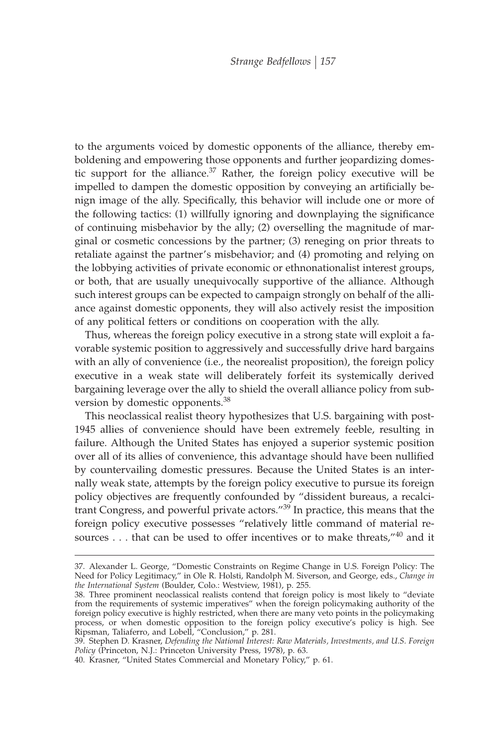to the arguments voiced by domestic opponents of the alliance, thereby emboldening and empowering those opponents and further jeopardizing domestic support for the alliance.[37] Rather, the foreign policy executive will be impelled to dampen the domestic opposition by conveying an artificially benign image of the ally. Specifically, this behavior will include one or more of the following tactics: (1) willfully ignoring and downplaying the significance of continuing misbehavior by the ally; (2) overselling the magnitude of marginal or cosmetic concessions by the partner; (3) reneging on prior threats to retaliate against the partner's misbehavior; and (4) promoting and relying on the lobbying activities of private economic or ethnonationalist interest groups, or both, that are usually unequivocally supportive of the alliance. Although such interest groups can be expected to campaign strongly on behalf of the alliance against domestic opponents, they will also actively resist the imposition of any political fetters or conditions on cooperation with the ally.

Thus, whereas the foreign policy executive in a strong state will exploit a favorable systemic position to aggressively and successfully drive hard bargains with an ally of convenience (i.e., the neorealist proposition), the foreign policy executive in a weak state will deliberately forfeit its systemically derived bargaining leverage over the ally to shield the overall alliance policy from subversion by domestic opponents.[38]

This neoclassical realist theory hypothesizes that U.S. bargaining with post-1945 allies of convenience should have been extremely feeble, resulting in failure. Although the United States has enjoyed a superior systemic position over all of its allies of convenience, this advantage should have been nullified by countervailing domestic pressures. Because the United States is an internally weak state, attempts by the foreign policy executive to pursue its foreign policy objectives are frequently confounded by "dissident bureaus, a recalcitrant Congress, and powerful private actors."[39] In practice, this means that the foreign policy executive possesses "relatively little command of material resources . . . that can be used to offer incentives or to make threats,"[40] and it

---

37. Alexander L. George, "Domestic Constraints on Regime Change in U.S. Foreign Policy: The Need for Policy Legitimacy," in Ole R. Holsti, Randolph M. Siverson, and George, eds., *Change in the International System* (Boulder, Colo.: Westview, 1981), p. 255.

38. Three prominent neoclassical realists contend that foreign policy is most likely to "deviate from the requirements of systemic imperatives" when the foreign policymaking authority of the foreign policy executive is highly restricted, when there are many veto points in the policymaking process, or when domestic opposition to the foreign policy executive's policy is high. See Ripsman, Taliaferro, and Lobell, "Conclusion," p. 281.

39. Stephen D. Krasner, *Defending the National Interest: Raw Materials, Investments, and U.S. Foreign Policy* (Princeton, N.J.: Princeton University Press, 1978), p. 63.

40. Krasner, "United States Commercial and Monetary Policy," p. 61.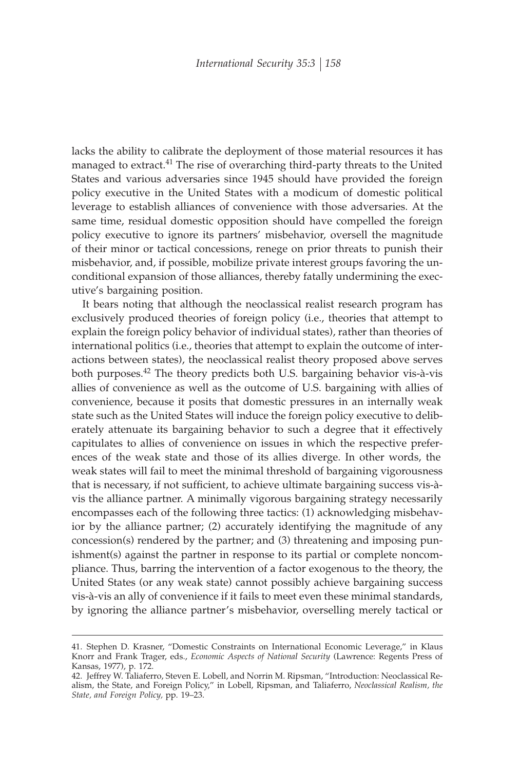lacks the ability to calibrate the deployment of those material resources it has managed to extract.[41] The rise of overarching third-party threats to the United States and various adversaries since 1945 should have provided the foreign policy executive in the United States with a modicum of domestic political leverage to establish alliances of convenience with those adversaries. At the same time, residual domestic opposition should have compelled the foreign policy executive to ignore its partners' misbehavior, oversell the magnitude of their minor or tactical concessions, renege on prior threats to punish their misbehavior, and, if possible, mobilize private interest groups favoring the unconditional expansion of those alliances, thereby fatally undermining the executive's bargaining position.

It bears noting that although the neoclassical realist research program has exclusively produced theories of foreign policy (i.e., theories that attempt to explain the foreign policy behavior of individual states), rather than theories of international politics (i.e., theories that attempt to explain the outcome of interactions between states), the neoclassical realist theory proposed above serves both purposes.[42] The theory predicts both U.S. bargaining behavior vis-à-vis allies of convenience as well as the outcome of U.S. bargaining with allies of convenience, because it posits that domestic pressures in an internally weak state such as the United States will induce the foreign policy executive to deliberately attenuate its bargaining behavior to such a degree that it effectively capitulates to allies of convenience on issues in which the respective preferences of the weak state and those of its allies diverge. In other words, the weak states will fail to meet the minimal threshold of bargaining vigorousness that is necessary, if not sufficient, to achieve ultimate bargaining success vis-à-vis the alliance partner. A minimally vigorous bargaining strategy necessarily encompasses each of the following three tactics: (1) acknowledging misbehavior by the alliance partner; (2) accurately identifying the magnitude of any concession(s) rendered by the partner; and (3) threatening and imposing punishment(s) against the partner in response to its partial or complete noncompliance. Thus, barring the intervention of a factor exogenous to the theory, the United States (or any weak state) cannot possibly achieve bargaining success vis-à-vis an ally of convenience if it fails to meet even these minimal standards, by ignoring the alliance partner's misbehavior, overselling merely tactical or

---

41. Stephen D. Krasner, "Domestic Constraints on International Economic Leverage," in Klaus Knorr and Frank Trager, eds., *Economic Aspects of National Security* (Lawrence: Regents Press of Kansas, 1977), p. 172.

42. Jeffrey W. Taliaferro, Steven E. Lobell, and Norrin M. Ripsman, "Introduction: Neoclassical Realism, the State, and Foreign Policy," in Lobell, Ripsman, and Taliaferro, *Neoclassical Realism, the State, and Foreign Policy,* pp. 19–23.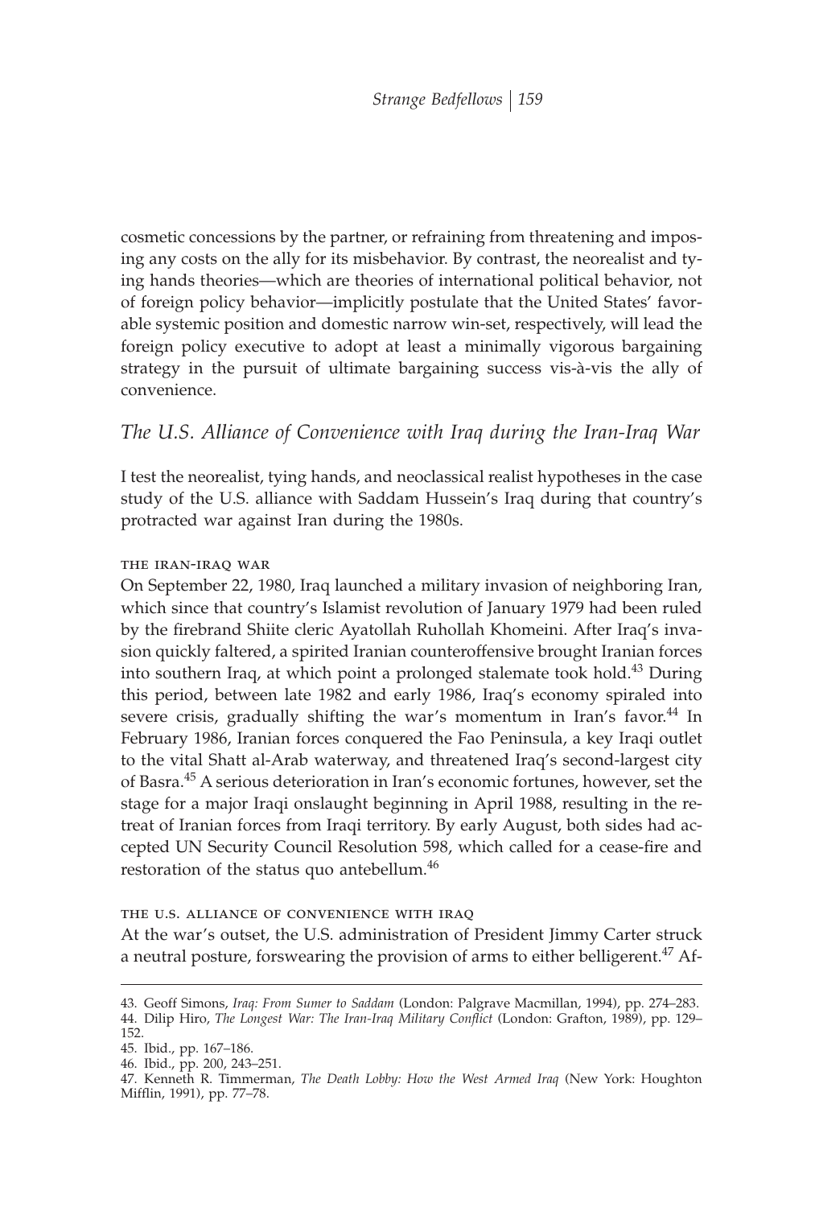cosmetic concessions by the partner, or refraining from threatening and imposing any costs on the ally for its misbehavior. By contrast, the neorealist and tying hands theories—which are theories of international political behavior, not of foreign policy behavior—implicitly postulate that the United States' favorable systemic position and domestic narrow win-set, respectively, will lead the foreign policy executive to adopt at least a minimally vigorous bargaining strategy in the pursuit of ultimate bargaining success vis-à-vis the ally of convenience.

## *The U.S. Alliance of Convenience with Iraq during the Iran-Iraq War*

I test the neorealist, tying hands, and neoclassical realist hypotheses in the case study of the U.S. alliance with Saddam Hussein's Iraq during that country's protracted war against Iran during the 1980s.

### THE IRAN-IRAQ WAR

On September 22, 1980, Iraq launched a military invasion of neighboring Iran, which since that country's Islamist revolution of January 1979 had been ruled by the firebrand Shiite cleric Ayatollah Ruhollah Khomeini. After Iraq's invasion quickly faltered, a spirited Iranian counteroffensive brought Iranian forces into southern Iraq, at which point a prolonged stalemate took hold.[43] During this period, between late 1982 and early 1986, Iraq's economy spiraled into severe crisis, gradually shifting the war's momentum in Iran's favor.[44] In February 1986, Iranian forces conquered the Fao Peninsula, a key Iraqi outlet to the vital Shatt al-Arab waterway, and threatened Iraq's second-largest city of Basra.[45] A serious deterioration in Iran's economic fortunes, however, set the stage for a major Iraqi onslaught beginning in April 1988, resulting in the retreat of Iranian forces from Iraqi territory. By early August, both sides had accepted UN Security Council Resolution 598, which called for a cease-fire and restoration of the status quo antebellum.[46]

### THE U.S. ALLIANCE OF CONVENIENCE WITH IRAQ

At the war's outset, the U.S. administration of President Jimmy Carter struck a neutral posture, forswearing the provision of arms to either belligerent.[47] Af-

---

43. Geoff Simons, *Iraq: From Sumer to Saddam* (London: Palgrave Macmillan, 1994), pp. 274–283.
44. Dilip Hiro, *The Longest War: The Iran-Iraq Military Conflict* (London: Grafton, 1989), pp. 129–152.
45. Ibid., pp. 167–186.
46. Ibid., pp. 200, 243–251.
47. Kenneth R. Timmerman, *The Death Lobby: How the West Armed Iraq* (New York: Houghton Mifflin, 1991), pp. 77–78.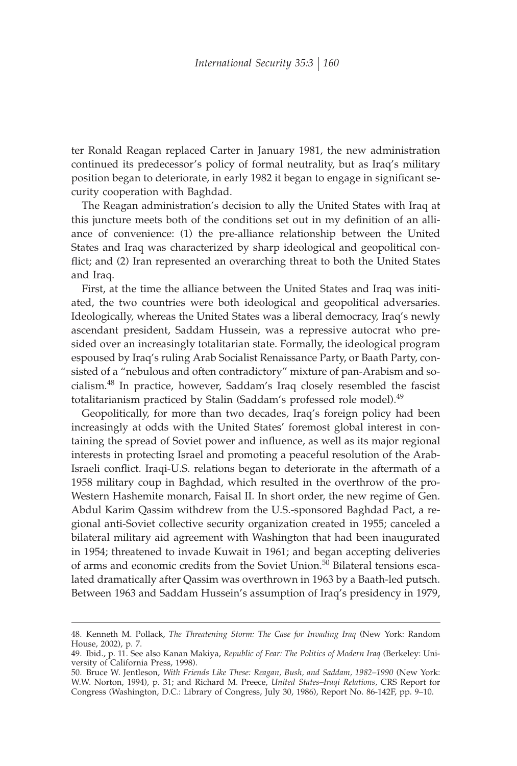ter Ronald Reagan replaced Carter in January 1981, the new administration continued its predecessor's policy of formal neutrality, but as Iraq's military position began to deteriorate, in early 1982 it began to engage in significant security cooperation with Baghdad.

The Reagan administration's decision to ally the United States with Iraq at this juncture meets both of the conditions set out in my definition of an alliance of convenience: (1) the pre-alliance relationship between the United States and Iraq was characterized by sharp ideological and geopolitical conflict; and (2) Iran represented an overarching threat to both the United States and Iraq.

First, at the time the alliance between the United States and Iraq was initiated, the two countries were both ideological and geopolitical adversaries. Ideologically, whereas the United States was a liberal democracy, Iraq's newly ascendant president, Saddam Hussein, was a repressive autocrat who presided over an increasingly totalitarian state. Formally, the ideological program espoused by Iraq's ruling Arab Socialist Renaissance Party, or Baath Party, consisted of a "nebulous and often contradictory" mixture of pan-Arabism and socialism.[48] In practice, however, Saddam's Iraq closely resembled the fascist totalitarianism practiced by Stalin (Saddam's professed role model).[49]

Geopolitically, for more than two decades, Iraq's foreign policy had been increasingly at odds with the United States' foremost global interest in containing the spread of Soviet power and influence, as well as its major regional interests in protecting Israel and promoting a peaceful resolution of the Arab-Israeli conflict. Iraqi-U.S. relations began to deteriorate in the aftermath of a 1958 military coup in Baghdad, which resulted in the overthrow of the pro-Western Hashemite monarch, Faisal II. In short order, the new regime of Gen. Abdul Karim Qassim withdrew from the U.S.-sponsored Baghdad Pact, a regional anti-Soviet collective security organization created in 1955; canceled a bilateral military aid agreement with Washington that had been inaugurated in 1954; threatened to invade Kuwait in 1961; and began accepting deliveries of arms and economic credits from the Soviet Union.[50] Bilateral tensions escalated dramatically after Qassim was overthrown in 1963 by a Baath-led putsch. Between 1963 and Saddam Hussein's assumption of Iraq's presidency in 1979,

48. Kenneth M. Pollack, *The Threatening Storm: The Case for Invading Iraq* (New York: Random House, 2002), p. 7.

49. Ibid., p. 11. See also Kanan Makiya, *Republic of Fear: The Politics of Modern Iraq* (Berkeley: University of California Press, 1998).

50. Bruce W. Jentleson, *With Friends Like These: Reagan, Bush, and Saddam, 1982–1990* (New York: W.W. Norton, 1994), p. 31; and Richard M. Preece, *United States–Iraqi Relations,* CRS Report for Congress (Washington, D.C.: Library of Congress, July 30, 1986), Report No. 86-142F, pp. 9–10.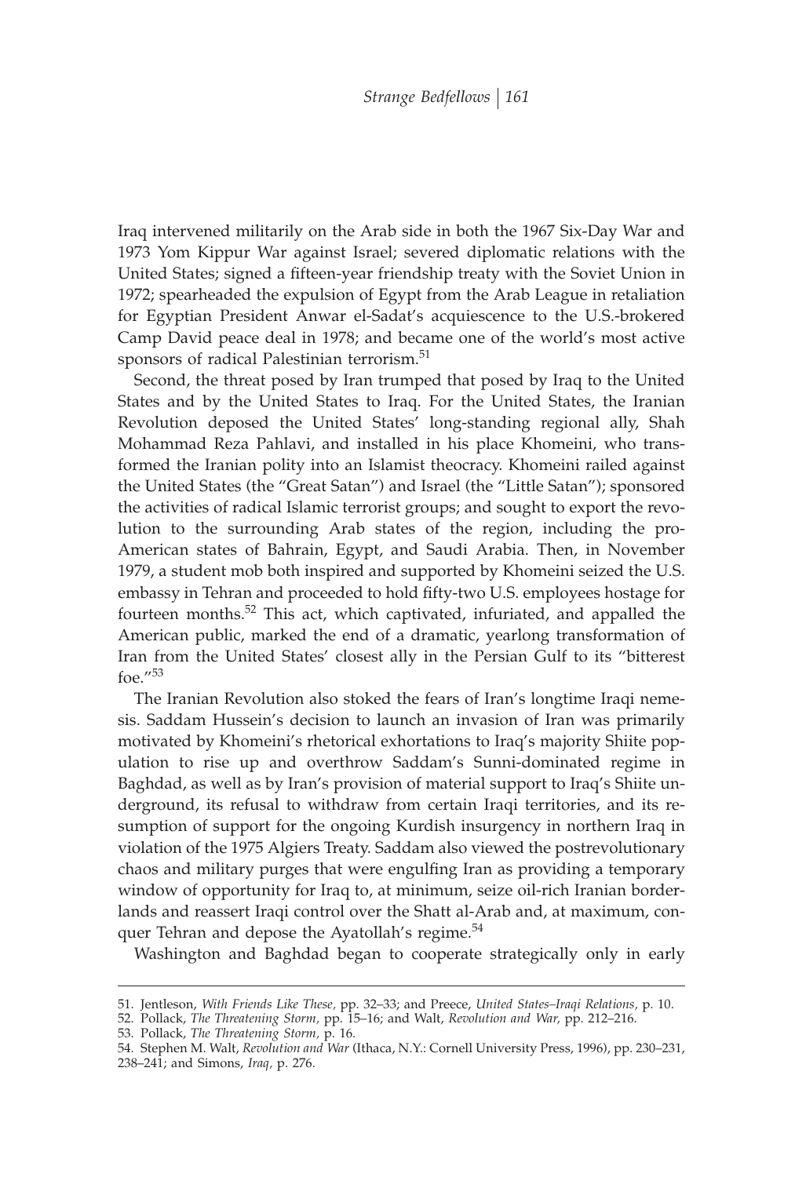Iraq intervened militarily on the Arab side in both the 1967 Six-Day War and 1973 Yom Kippur War against Israel; severed diplomatic relations with the United States; signed a fifteen-year friendship treaty with the Soviet Union in 1972; spearheaded the expulsion of Egypt from the Arab League in retaliation for Egyptian President Anwar el-Sadat's acquiescence to the U.S.-brokered Camp David peace deal in 1978; and became one of the world's most active sponsors of radical Palestinian terrorism.[51]

Second, the threat posed by Iran trumped that posed by Iraq to the United States and by the United States to Iraq. For the United States, the Iranian Revolution deposed the United States' long-standing regional ally, Shah Mohammad Reza Pahlavi, and installed in his place Khomeini, who transformed the Iranian polity into an Islamist theocracy. Khomeini railed against the United States (the "Great Satan") and Israel (the "Little Satan"); sponsored the activities of radical Islamic terrorist groups; and sought to export the revolution to the surrounding Arab states of the region, including the pro-American states of Bahrain, Egypt, and Saudi Arabia. Then, in November 1979, a student mob both inspired and supported by Khomeini seized the U.S. embassy in Tehran and proceeded to hold fifty-two U.S. employees hostage for fourteen months.[52] This act, which captivated, infuriated, and appalled the American public, marked the end of a dramatic, yearlong transformation of Iran from the United States' closest ally in the Persian Gulf to its "bitterest foe."[53]

The Iranian Revolution also stoked the fears of Iran's longtime Iraqi nemesis. Saddam Hussein's decision to launch an invasion of Iran was primarily motivated by Khomeini's rhetorical exhortations to Iraq's majority Shiite population to rise up and overthrow Saddam's Sunni-dominated regime in Baghdad, as well as by Iran's provision of material support to Iraq's Shiite underground, its refusal to withdraw from certain Iraqi territories, and its resumption of support for the ongoing Kurdish insurgency in northern Iraq in violation of the 1975 Algiers Treaty. Saddam also viewed the postrevolutionary chaos and military purges that were engulfing Iran as providing a temporary window of opportunity for Iraq to, at minimum, seize oil-rich Iranian borderlands and reassert Iraqi control over the Shatt al-Arab and, at maximum, conquer Tehran and depose the Ayatollah's regime.[54]

Washington and Baghdad began to cooperate strategically only in early

---

51. Jentleson, *With Friends Like These,* pp. 32–33; and Preece, *United States–Iraqi Relations,* p. 10.
52. Pollack, *The Threatening Storm,* pp. 15–16; and Walt, *Revolution and War,* pp. 212–216.
53. Pollack, *The Threatening Storm,* p. 16.
54. Stephen M. Walt, *Revolution and War* (Ithaca, N.Y.: Cornell University Press, 1996), pp. 230–231, 238–241; and Simons, *Iraq,* p. 276.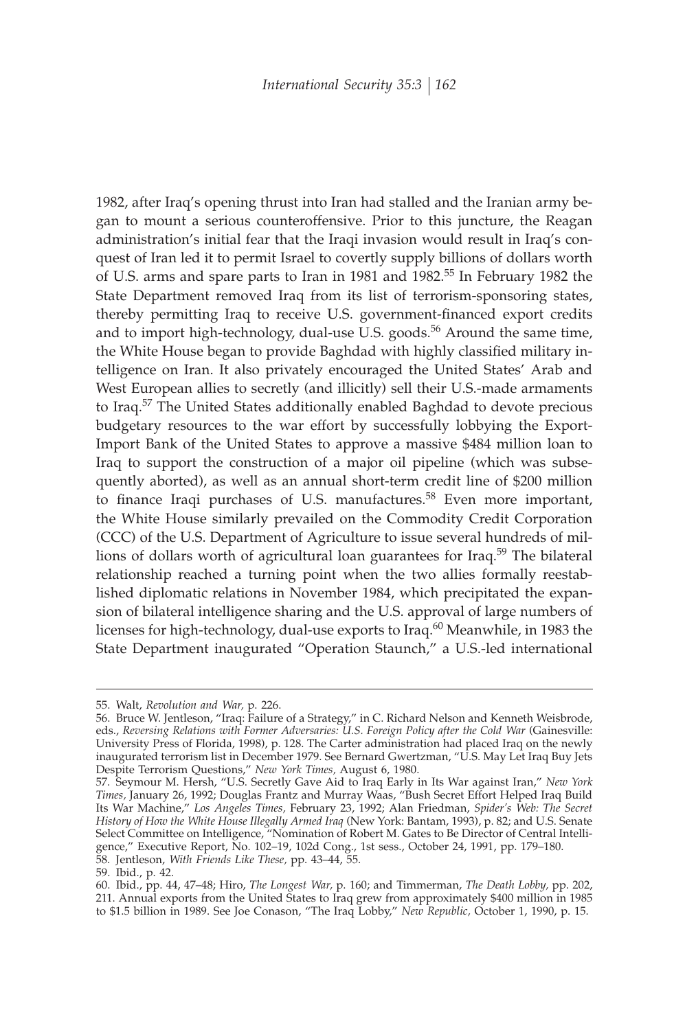1982, after Iraq's opening thrust into Iran had stalled and the Iranian army began to mount a serious counteroffensive. Prior to this juncture, the Reagan administration's initial fear that the Iraqi invasion would result in Iraq's conquest of Iran led it to permit Israel to covertly supply billions of dollars worth of U.S. arms and spare parts to Iran in 1981 and 1982.[55] In February 1982 the State Department removed Iraq from its list of terrorism-sponsoring states, thereby permitting Iraq to receive U.S. government-financed export credits and to import high-technology, dual-use U.S. goods.[56] Around the same time, the White House began to provide Baghdad with highly classified military intelligence on Iran. It also privately encouraged the United States' Arab and West European allies to secretly (and illicitly) sell their U.S.-made armaments to Iraq.[57] The United States additionally enabled Baghdad to devote precious budgetary resources to the war effort by successfully lobbying the Export-Import Bank of the United States to approve a massive $484 million loan to Iraq to support the construction of a major oil pipeline (which was subsequently aborted), as well as an annual short-term credit line of $200 million to finance Iraqi purchases of U.S. manufactures.[58] Even more important, the White House similarly prevailed on the Commodity Credit Corporation (CCC) of the U.S. Department of Agriculture to issue several hundreds of millions of dollars worth of agricultural loan guarantees for Iraq.[59] The bilateral relationship reached a turning point when the two allies formally reestablished diplomatic relations in November 1984, which precipitated the expansion of bilateral intelligence sharing and the U.S. approval of large numbers of licenses for high-technology, dual-use exports to Iraq.[60] Meanwhile, in 1983 the State Department inaugurated "Operation Staunch," a U.S.-led international

---

55. Walt, *Revolution and War,* p. 226.

56. Bruce W. Jentleson, "Iraq: Failure of a Strategy," in C. Richard Nelson and Kenneth Weisbrode, eds., *Reversing Relations with Former Adversaries: U.S. Foreign Policy after the Cold War* (Gainesville: University Press of Florida, 1998), p. 128. The Carter administration had placed Iraq on the newly inaugurated terrorism list in December 1979. See Bernard Gwertzman, "U.S. May Let Iraq Buy Jets Despite Terrorism Questions," *New York Times,* August 6, 1980.

57. Seymour M. Hersh, "U.S. Secretly Gave Aid to Iraq Early in Its War against Iran," *New York Times,* January 26, 1992; Douglas Frantz and Murray Waas, "Bush Secret Effort Helped Iraq Build Its War Machine," *Los Angeles Times,* February 23, 1992; Alan Friedman, *Spider's Web: The Secret History of How the White House Illegally Armed Iraq* (New York: Bantam, 1993), p. 82; and U.S. Senate Select Committee on Intelligence, "Nomination of Robert M. Gates to Be Director of Central Intelligence," Executive Report, No. 102–19, 102d Cong., 1st sess., October 24, 1991, pp. 179–180.

58. Jentleson, *With Friends Like These,* pp. 43–44, 55.

59. Ibid., p. 42.

60. Ibid., pp. 44, 47–48; Hiro, *The Longest War,* p. 160; and Timmerman, *The Death Lobby,* pp. 202, 211. Annual exports from the United States to Iraq grew from approximately $400 million in 1985 to $1.5 billion in 1989. See Joe Conason, "The Iraq Lobby," *New Republic,* October 1, 1990, p. 15.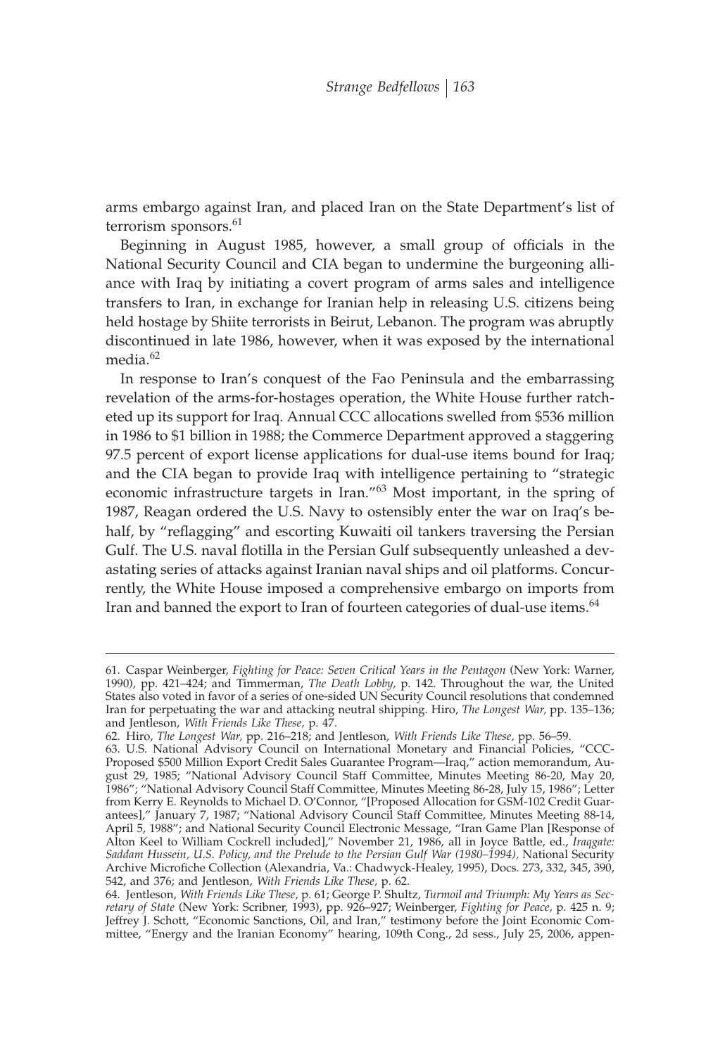arms embargo against Iran, and placed Iran on the State Department's list of terrorism sponsors.[61]

Beginning in August 1985, however, a small group of officials in the National Security Council and CIA began to undermine the burgeoning alliance with Iraq by initiating a covert program of arms sales and intelligence transfers to Iran, in exchange for Iranian help in releasing U.S. citizens being held hostage by Shiite terrorists in Beirut, Lebanon. The program was abruptly discontinued in late 1986, however, when it was exposed by the international media.[62]

In response to Iran's conquest of the Fao Peninsula and the embarrassing revelation of the arms-for-hostages operation, the White House further ratcheted up its support for Iraq. Annual CCC allocations swelled from $536 million in 1986 to $1 billion in 1988; the Commerce Department approved a staggering 97.5 percent of export license applications for dual-use items bound for Iraq; and the CIA began to provide Iraq with intelligence pertaining to "strategic economic infrastructure targets in Iran."[63] Most important, in the spring of 1987, Reagan ordered the U.S. Navy to ostensibly enter the war on Iraq's behalf, by "reflagging" and escorting Kuwaiti oil tankers traversing the Persian Gulf. The U.S. naval flotilla in the Persian Gulf subsequently unleashed a devastating series of attacks against Iranian naval ships and oil platforms. Concurrently, the White House imposed a comprehensive embargo on imports from Iran and banned the export to Iran of fourteen categories of dual-use items.[64]

---

61. Caspar Weinberger, *Fighting for Peace: Seven Critical Years in the Pentagon* (New York: Warner, 1990), pp. 421–424; and Timmerman, *The Death Lobby,* p. 142. Throughout the war, the United States also voted in favor of a series of one-sided UN Security Council resolutions that condemned Iran for perpetuating the war and attacking neutral shipping. Hiro, *The Longest War,* pp. 135–136; and Jentleson, *With Friends Like These,* p. 47.

62. Hiro, *The Longest War,* pp. 216–218; and Jentleson, *With Friends Like These,* pp. 56–59.

63. U.S. National Advisory Council on International Monetary and Financial Policies, "CCC-Proposed $500 Million Export Credit Sales Guarantee Program—Iraq," action memorandum, August 29, 1985; "National Advisory Council Staff Committee, Minutes Meeting 86-20, May 20, 1986"; "National Advisory Council Staff Committee, Minutes Meeting 86-28, July 15, 1986"; Letter from Kerry E. Reynolds to Michael D. O'Connor, "[Proposed Allocation for GSM-102 Credit Guarantees]," January 7, 1987; "National Advisory Council Staff Committee, Minutes Meeting 88-14, April 5, 1988"; and National Security Council Electronic Message, "Iran Game Plan [Response of Alton Keel to William Cockrell included]," November 21, 1986, all in Joyce Battle, ed., *Iraqgate: Saddam Hussein, U.S. Policy, and the Prelude to the Persian Gulf War (1980–1994),* National Security Archive Microfiche Collection (Alexandria, Va.: Chadwyck-Healey, 1995), Docs. 273, 332, 345, 390, 542, and 376; and Jentleson, *With Friends Like These,* p. 62.

64. Jentleson, *With Friends Like These,* p. 61; George P. Shultz, *Turmoil and Triumph: My Years as Secretary of State* (New York: Scribner, 1993), pp. 926–927; Weinberger, *Fighting for Peace,* p. 425 n. 9; Jeffrey J. Schott, "Economic Sanctions, Oil, and Iran," testimony before the Joint Economic Committee, "Energy and the Iranian Economy" hearing, 109th Cong., 2d sess., July 25, 2006, appen-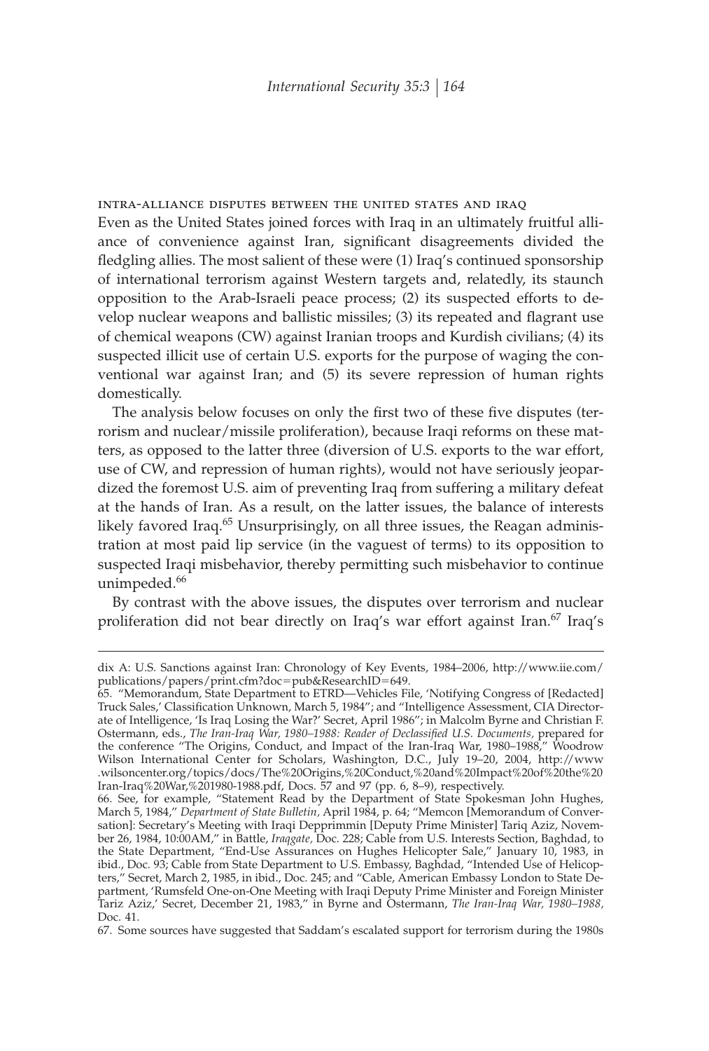### INTRA-ALLIANCE DISPUTES BETWEEN THE UNITED STATES AND IRAQ

Even as the United States joined forces with Iraq in an ultimately fruitful alliance of convenience against Iran, significant disagreements divided the fledgling allies. The most salient of these were (1) Iraq's continued sponsorship of international terrorism against Western targets and, relatedly, its staunch opposition to the Arab-Israeli peace process; (2) its suspected efforts to develop nuclear weapons and ballistic missiles; (3) its repeated and flagrant use of chemical weapons (CW) against Iranian troops and Kurdish civilians; (4) its suspected illicit use of certain U.S. exports for the purpose of waging the conventional war against Iran; and (5) its severe repression of human rights domestically.

The analysis below focuses on only the first two of these five disputes (terrorism and nuclear/missile proliferation), because Iraqi reforms on these matters, as opposed to the latter three (diversion of U.S. exports to the war effort, use of CW, and repression of human rights), would not have seriously jeopardized the foremost U.S. aim of preventing Iraq from suffering a military defeat at the hands of Iran. As a result, on the latter issues, the balance of interests likely favored Iraq.[65] Unsurprisingly, on all three issues, the Reagan administration at most paid lip service (in the vaguest of terms) to its opposition to suspected Iraqi misbehavior, thereby permitting such misbehavior to continue unimpeded.[66]

By contrast with the above issues, the disputes over terrorism and nuclear proliferation did not bear directly on Iraq's war effort against Iran.[67] Iraq's

---

dix A: U.S. Sanctions against Iran: Chronology of Key Events, 1984–2006, http://www.iie.com/publications/papers/print.cfm?doc=pub&ResearchID=649.

65. "Memorandum, State Department to ETRD—Vehicles File, 'Notifying Congress of [Redacted] Truck Sales,' Classification Unknown, March 5, 1984"; and "Intelligence Assessment, CIA Directorate of Intelligence, 'Is Iraq Losing the War?' Secret, April 1986"; in Malcolm Byrne and Christian F. Ostermann, eds., *The Iran-Iraq War, 1980–1988: Reader of Declassified U.S. Documents*, prepared for the conference "The Origins, Conduct, and Impact of the Iran-Iraq War, 1980–1988," Woodrow Wilson International Center for Scholars, Washington, D.C., July 19–20, 2004, http://www.wilsoncenter.org/topics/docs/The%20Origins,%20Conduct,%20and%20Impact%20of%20the%20Iran-Iraq%20War,%201980-1988.pdf, Docs. 57 and 97 (pp. 6, 8–9), respectively.

66. See, for example, "Statement Read by the Department of State Spokesman John Hughes, March 5, 1984," *Department of State Bulletin*, April 1984, p. 64; "Memcon [Memorandum of Conversation]: Secretary's Meeting with Iraqi Depprimmin [Deputy Prime Minister] Tariq Aziz, November 26, 1984, 10:00AM," in Battle, *Iraqgate*, Doc. 228; Cable from U.S. Interests Section, Baghdad, to the State Department, "End-Use Assurances on Hughes Helicopter Sale," January 10, 1983, in ibid., Doc. 93; Cable from State Department to U.S. Embassy, Baghdad, "Intended Use of Helicopters," Secret, March 2, 1985, in ibid., Doc. 245; and "Cable, American Embassy London to State Department, 'Rumsfeld One-on-One Meeting with Iraqi Deputy Prime Minister and Foreign Minister Tariz Aziz,' Secret, December 21, 1983," in Byrne and Ostermann, *The Iran-Iraq War, 1980–1988*, Doc. 41.

67. Some sources have suggested that Saddam's escalated support for terrorism during the 1980s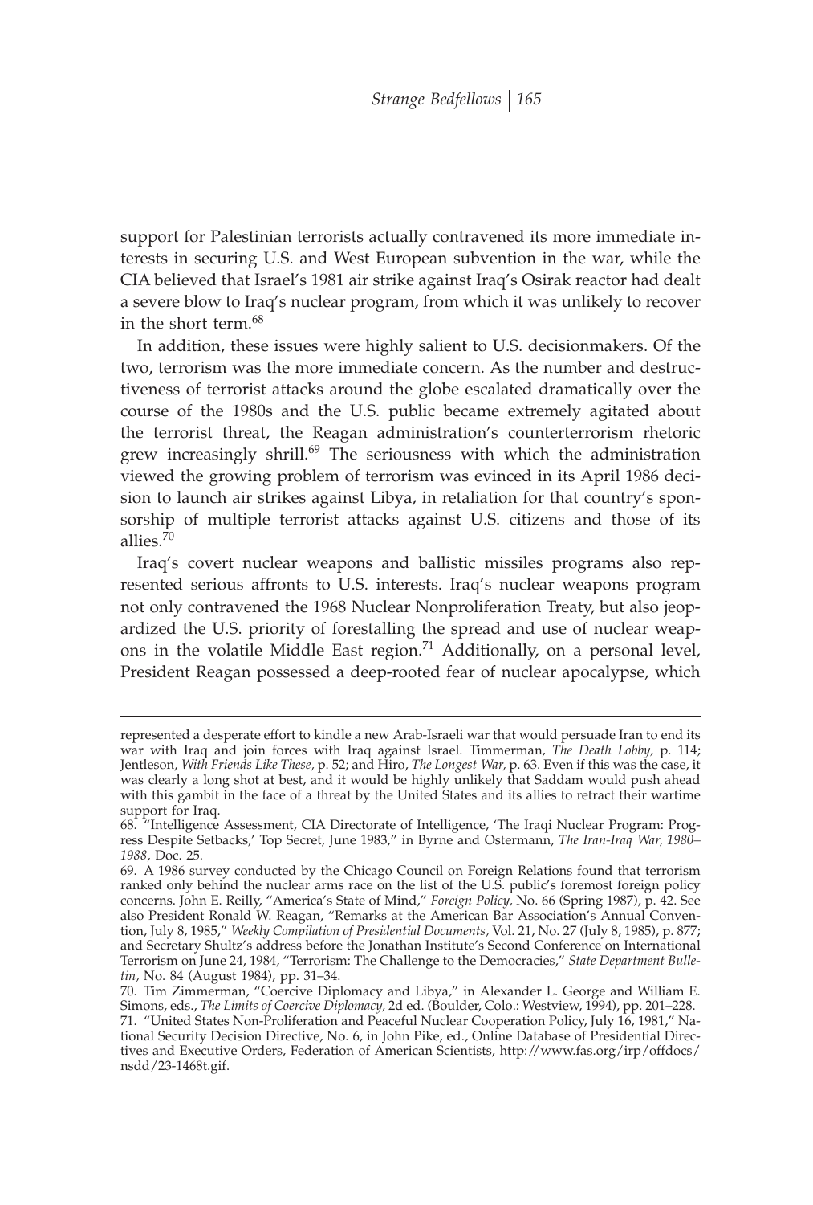support for Palestinian terrorists actually contravened its more immediate interests in securing U.S. and West European subvention in the war, while the CIA believed that Israel's 1981 air strike against Iraq's Osirak reactor had dealt a severe blow to Iraq's nuclear program, from which it was unlikely to recover in the short term.[68]

In addition, these issues were highly salient to U.S. decisionmakers. Of the two, terrorism was the more immediate concern. As the number and destructiveness of terrorist attacks around the globe escalated dramatically over the course of the 1980s and the U.S. public became extremely agitated about the terrorist threat, the Reagan administration's counterterrorism rhetoric grew increasingly shrill.[69] The seriousness with which the administration viewed the growing problem of terrorism was evinced in its April 1986 decision to launch air strikes against Libya, in retaliation for that country's sponsorship of multiple terrorist attacks against U.S. citizens and those of its allies.[70]

Iraq's covert nuclear weapons and ballistic missiles programs also represented serious affronts to U.S. interests. Iraq's nuclear weapons program not only contravened the 1968 Nuclear Nonproliferation Treaty, but also jeopardized the U.S. priority of forestalling the spread and use of nuclear weapons in the volatile Middle East region.[71] Additionally, on a personal level, President Reagan possessed a deep-rooted fear of nuclear apocalypse, which

---

represented a desperate effort to kindle a new Arab-Israeli war that would persuade Iran to end its war with Iraq and join forces with Iraq against Israel. Timmerman, *The Death Lobby,* p. 114; Jentleson, *With Friends Like These,* p. 52; and Hiro, *The Longest War,* p. 63. Even if this was the case, it was clearly a long shot at best, and it would be highly unlikely that Saddam would push ahead with this gambit in the face of a threat by the United States and its allies to retract their wartime support for Iraq.

68. "Intelligence Assessment, CIA Directorate of Intelligence, 'The Iraqi Nuclear Program: Progress Despite Setbacks,' Top Secret, June 1983," in Byrne and Ostermann, *The Iran-Iraq War, 1980–1988,* Doc. 25.

69. A 1986 survey conducted by the Chicago Council on Foreign Relations found that terrorism ranked only behind the nuclear arms race on the list of the U.S. public's foremost foreign policy concerns. John E. Reilly, "America's State of Mind," *Foreign Policy,* No. 66 (Spring 1987), p. 42. See also President Ronald W. Reagan, "Remarks at the American Bar Association's Annual Convention, July 8, 1985," *Weekly Compilation of Presidential Documents,* Vol. 21, No. 27 (July 8, 1985), p. 877; and Secretary Shultz's address before the Jonathan Institute's Second Conference on International Terrorism on June 24, 1984, "Terrorism: The Challenge to the Democracies," *State Department Bulletin,* No. 84 (August 1984), pp. 31–34.

70. Tim Zimmerman, "Coercive Diplomacy and Libya," in Alexander L. George and William E. Simons, eds., *The Limits of Coercive Diplomacy,* 2d ed. (Boulder, Colo.: Westview, 1994), pp. 201–228.

71. "United States Non-Proliferation and Peaceful Nuclear Cooperation Policy, July 16, 1981," National Security Decision Directive, No. 6, in John Pike, ed., Online Database of Presidential Directives and Executive Orders, Federation of American Scientists, http://www.fas.org/irp/offdocs/nsdd/23-1468t.gif.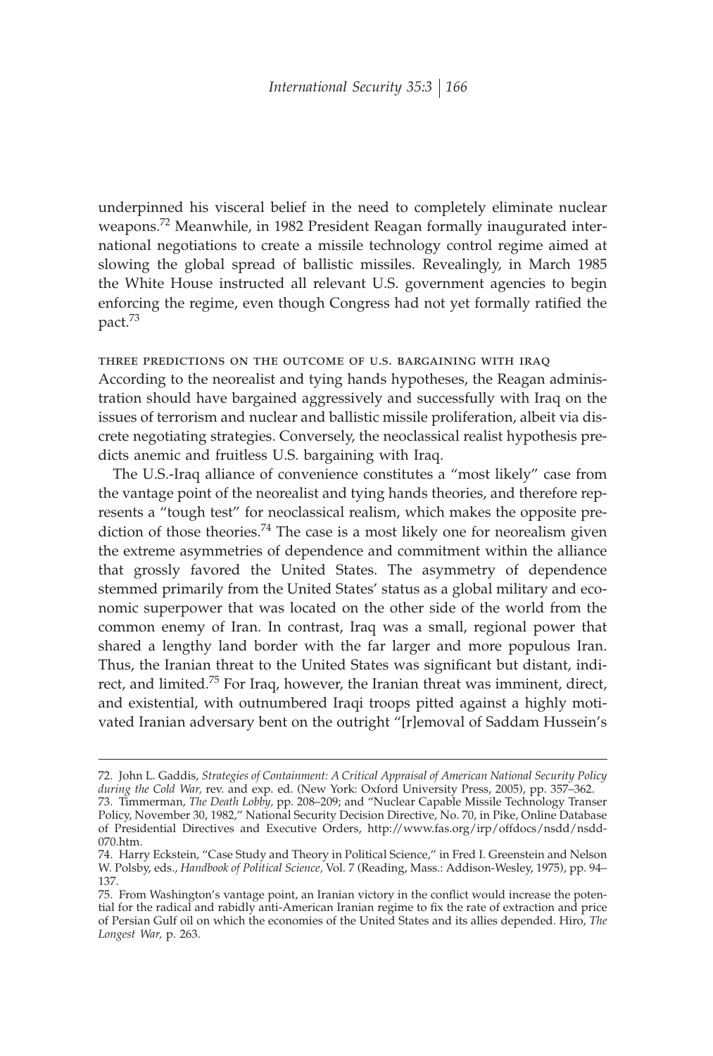underpinned his visceral belief in the need to completely eliminate nuclear weapons.[72] Meanwhile, in 1982 President Reagan formally inaugurated international negotiations to create a missile technology control regime aimed at slowing the global spread of ballistic missiles. Revealingly, in March 1985 the White House instructed all relevant U.S. government agencies to begin enforcing the regime, even though Congress had not yet formally ratified the pact.[73]

### three predictions on the outcome of u.s. bargaining with iraq

According to the neorealist and tying hands hypotheses, the Reagan administration should have bargained aggressively and successfully with Iraq on the issues of terrorism and nuclear and ballistic missile proliferation, albeit via discrete negotiating strategies. Conversely, the neoclassical realist hypothesis predicts anemic and fruitless U.S. bargaining with Iraq.

The U.S.-Iraq alliance of convenience constitutes a "most likely" case from the vantage point of the neorealist and tying hands theories, and therefore represents a "tough test" for neoclassical realism, which makes the opposite prediction of those theories.[74] The case is a most likely one for neorealism given the extreme asymmetries of dependence and commitment within the alliance that grossly favored the United States. The asymmetry of dependence stemmed primarily from the United States' status as a global military and economic superpower that was located on the other side of the world from the common enemy of Iran. In contrast, Iraq was a small, regional power that shared a lengthy land border with the far larger and more populous Iran. Thus, the Iranian threat to the United States was significant but distant, indirect, and limited.[75] For Iraq, however, the Iranian threat was imminent, direct, and existential, with outnumbered Iraqi troops pitted against a highly motivated Iranian adversary bent on the outright "[r]emoval of Saddam Hussein's

---

72. John L. Gaddis, *Strategies of Containment: A Critical Appraisal of American National Security Policy during the Cold War,* rev. and exp. ed. (New York: Oxford University Press, 2005), pp. 357–362.

73. Timmerman, *The Death Lobby,* pp. 208–209; and "Nuclear Capable Missile Technology Transer Policy, November 30, 1982," National Security Decision Directive, No. 70, in Pike, Online Database of Presidential Directives and Executive Orders, http://www.fas.org/irp/offdocs/nsdd/nsdd-070.htm.

74. Harry Eckstein, "Case Study and Theory in Political Science," in Fred I. Greenstein and Nelson W. Polsby, eds., *Handbook of Political Science,* Vol. 7 (Reading, Mass.: Addison-Wesley, 1975), pp. 94–137.

75. From Washington's vantage point, an Iranian victory in the conflict would increase the potential for the radical and rabidly anti-American Iranian regime to fix the rate of extraction and price of Persian Gulf oil on which the economies of the United States and its allies depended. Hiro, *The Longest War,* p. 263.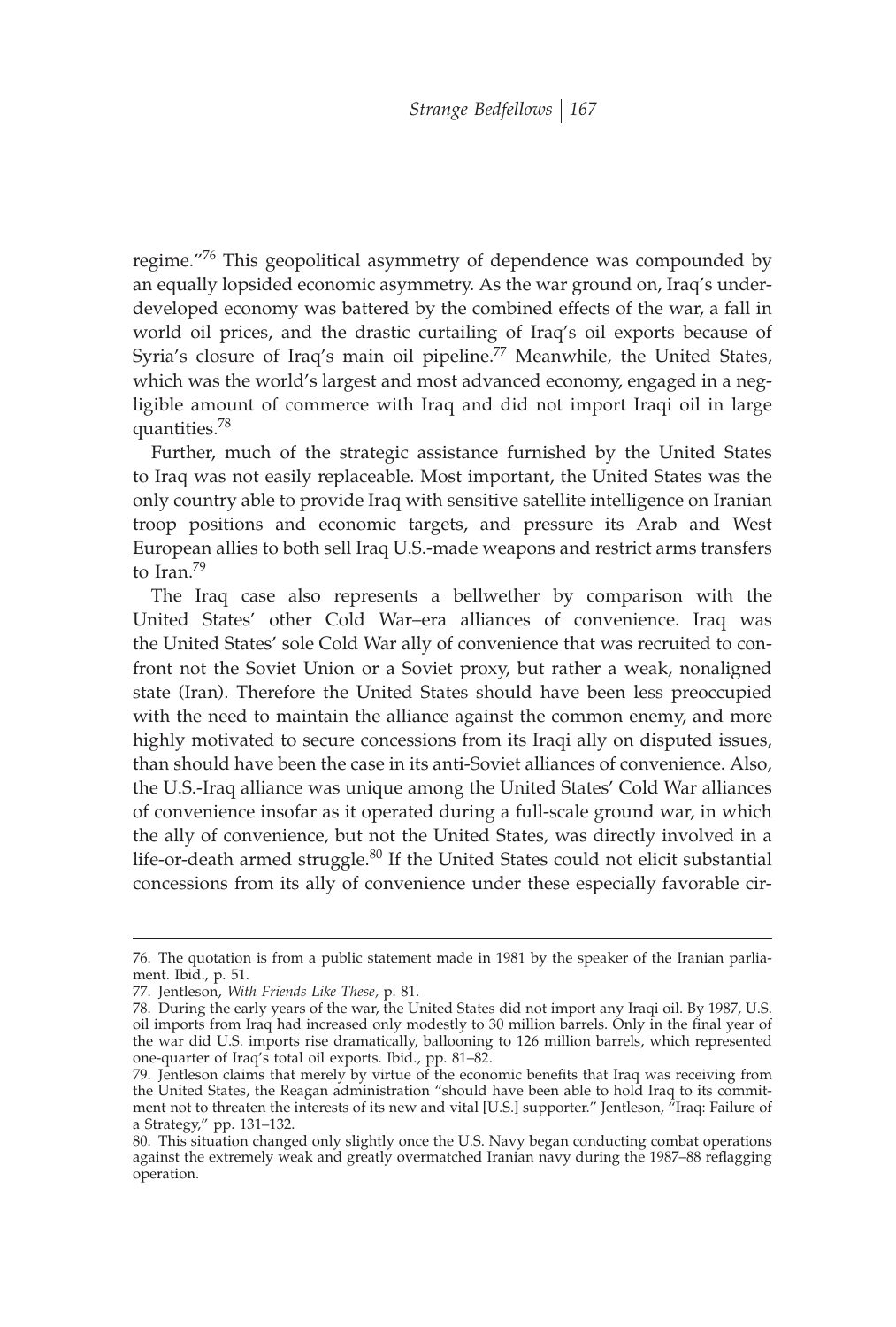regime."[76] This geopolitical asymmetry of dependence was compounded by an equally lopsided economic asymmetry. As the war ground on, Iraq's underdeveloped economy was battered by the combined effects of the war, a fall in world oil prices, and the drastic curtailing of Iraq's oil exports because of Syria's closure of Iraq's main oil pipeline.[77] Meanwhile, the United States, which was the world's largest and most advanced economy, engaged in a negligible amount of commerce with Iraq and did not import Iraqi oil in large quantities.[78]

Further, much of the strategic assistance furnished by the United States to Iraq was not easily replaceable. Most important, the United States was the only country able to provide Iraq with sensitive satellite intelligence on Iranian troop positions and economic targets, and pressure its Arab and West European allies to both sell Iraq U.S.-made weapons and restrict arms transfers to Iran.[79]

The Iraq case also represents a bellwether by comparison with the United States' other Cold War–era alliances of convenience. Iraq was the United States' sole Cold War ally of convenience that was recruited to confront not the Soviet Union or a Soviet proxy, but rather a weak, nonaligned state (Iran). Therefore the United States should have been less preoccupied with the need to maintain the alliance against the common enemy, and more highly motivated to secure concessions from its Iraqi ally on disputed issues, than should have been the case in its anti-Soviet alliances of convenience. Also, the U.S.-Iraq alliance was unique among the United States' Cold War alliances of convenience insofar as it operated during a full-scale ground war, in which the ally of convenience, but not the United States, was directly involved in a life-or-death armed struggle.[80] If the United States could not elicit substantial concessions from its ally of convenience under these especially favorable cir-

---

76. The quotation is from a public statement made in 1981 by the speaker of the Iranian parliament. Ibid., p. 51.

77. Jentleson, *With Friends Like These,* p. 81.

78. During the early years of the war, the United States did not import any Iraqi oil. By 1987, U.S. oil imports from Iraq had increased only modestly to 30 million barrels. Only in the final year of the war did U.S. imports rise dramatically, ballooning to 126 million barrels, which represented one-quarter of Iraq's total oil exports. Ibid., pp. 81–82.

79. Jentleson claims that merely by virtue of the economic benefits that Iraq was receiving from the United States, the Reagan administration "should have been able to hold Iraq to its commitment not to threaten the interests of its new and vital [U.S.] supporter." Jentleson, "Iraq: Failure of a Strategy," pp. 131–132.

80. This situation changed only slightly once the U.S. Navy began conducting combat operations against the extremely weak and greatly overmatched Iranian navy during the 1987–88 reflagging operation.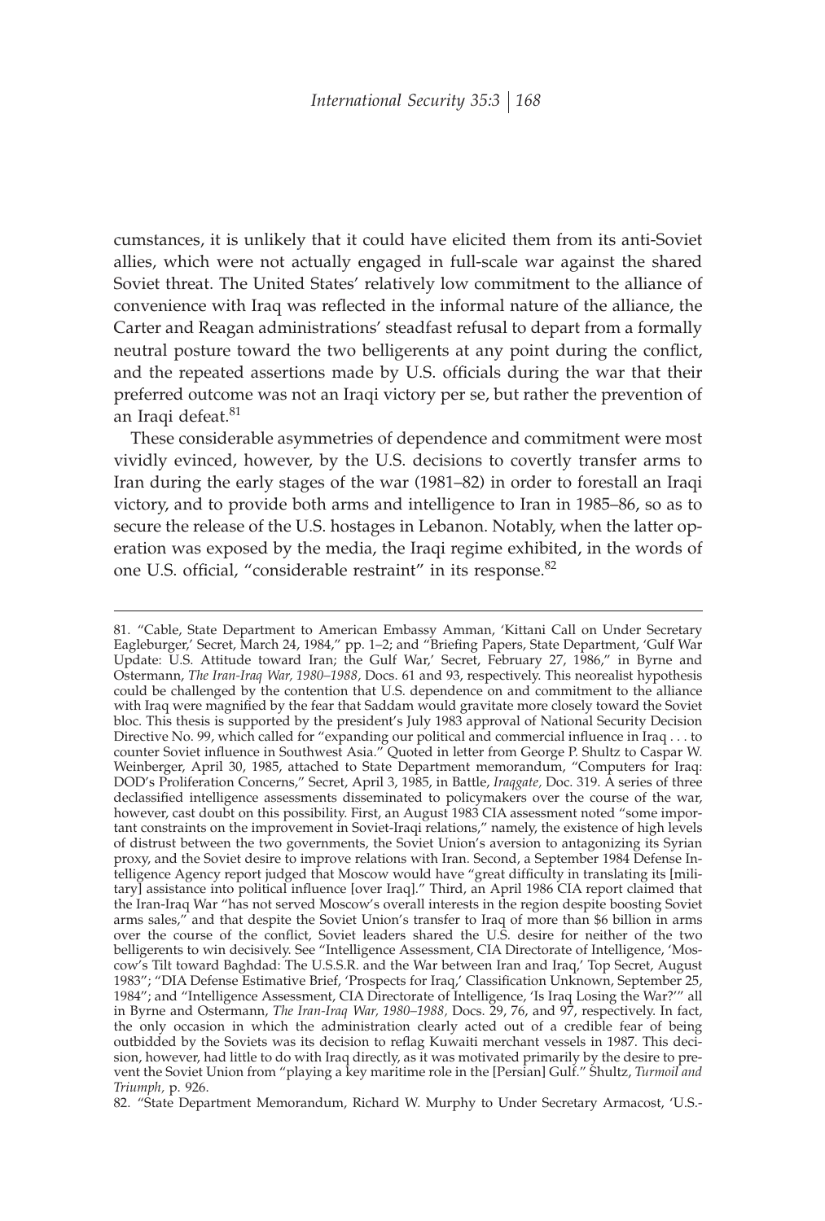cumstances, it is unlikely that it could have elicited them from its anti-Soviet allies, which were not actually engaged in full-scale war against the shared Soviet threat. The United States' relatively low commitment to the alliance of convenience with Iraq was reflected in the informal nature of the alliance, the Carter and Reagan administrations' steadfast refusal to depart from a formally neutral posture toward the two belligerents at any point during the conflict, and the repeated assertions made by U.S. officials during the war that their preferred outcome was not an Iraqi victory per se, but rather the prevention of an Iraqi defeat.[81]

These considerable asymmetries of dependence and commitment were most vividly evinced, however, by the U.S. decisions to covertly transfer arms to Iran during the early stages of the war (1981–82) in order to forestall an Iraqi victory, and to provide both arms and intelligence to Iran in 1985–86, so as to secure the release of the U.S. hostages in Lebanon. Notably, when the latter operation was exposed by the media, the Iraqi regime exhibited, in the words of one U.S. official, "considerable restraint" in its response.[82]

---

81. "Cable, State Department to American Embassy Amman, 'Kittani Call on Under Secretary Eagleburger,' Secret, March 24, 1984," pp. 1–2; and "Briefing Papers, State Department, 'Gulf War Update: U.S. Attitude toward Iran; the Gulf War,' Secret, February 27, 1986," in Byrne and Ostermann, *The Iran-Iraq War, 1980–1988,* Docs. 61 and 93, respectively. This neorealist hypothesis could be challenged by the contention that U.S. dependence on and commitment to the alliance with Iraq were magnified by the fear that Saddam would gravitate more closely toward the Soviet bloc. This thesis is supported by the president's July 1983 approval of National Security Decision Directive No. 99, which called for "expanding our political and commercial influence in Iraq . . . to counter Soviet influence in Southwest Asia." Quoted in letter from George P. Shultz to Caspar W. Weinberger, April 30, 1985, attached to State Department memorandum, "Computers for Iraq: DOD's Proliferation Concerns," Secret, April 3, 1985, in Battle, *Iraqgate,* Doc. 319. A series of three declassified intelligence assessments disseminated to policymakers over the course of the war, however, cast doubt on this possibility. First, an August 1983 CIA assessment noted "some important constraints on the improvement in Soviet-Iraqi relations," namely, the existence of high levels of distrust between the two governments, the Soviet Union's aversion to antagonizing its Syrian proxy, and the Soviet desire to improve relations with Iran. Second, a September 1984 Defense Intelligence Agency report judged that Moscow would have "great difficulty in translating its [military] assistance into political influence [over Iraq]." Third, an April 1986 CIA report claimed that the Iran-Iraq War "has not served Moscow's overall interests in the region despite boosting Soviet arms sales," and that despite the Soviet Union's transfer to Iraq of more than $6 billion in arms over the course of the conflict, Soviet leaders shared the U.S. desire for neither of the two belligerents to win decisively. See "Intelligence Assessment, CIA Directorate of Intelligence, 'Moscow's Tilt toward Baghdad: The U.S.S.R. and the War between Iran and Iraq,' Top Secret, August 1983"; "DIA Defense Estimative Brief, 'Prospects for Iraq,' Classification Unknown, September 25, 1984"; and "Intelligence Assessment, CIA Directorate of Intelligence, 'Is Iraq Losing the War?'" all in Byrne and Ostermann, *The Iran-Iraq War, 1980–1988,* Docs. 29, 76, and 97, respectively. In fact, the only occasion in which the administration clearly acted out of a credible fear of being outbidded by the Soviets was its decision to reflag Kuwaiti merchant vessels in 1987. This decision, however, had little to do with Iraq directly, as it was motivated primarily by the desire to prevent the Soviet Union from "playing a key maritime role in the [Persian] Gulf." Shultz, *Turmoil and Triumph,* p. 926.

82. "State Department Memorandum, Richard W. Murphy to Under Secretary Armacost, 'U.S.-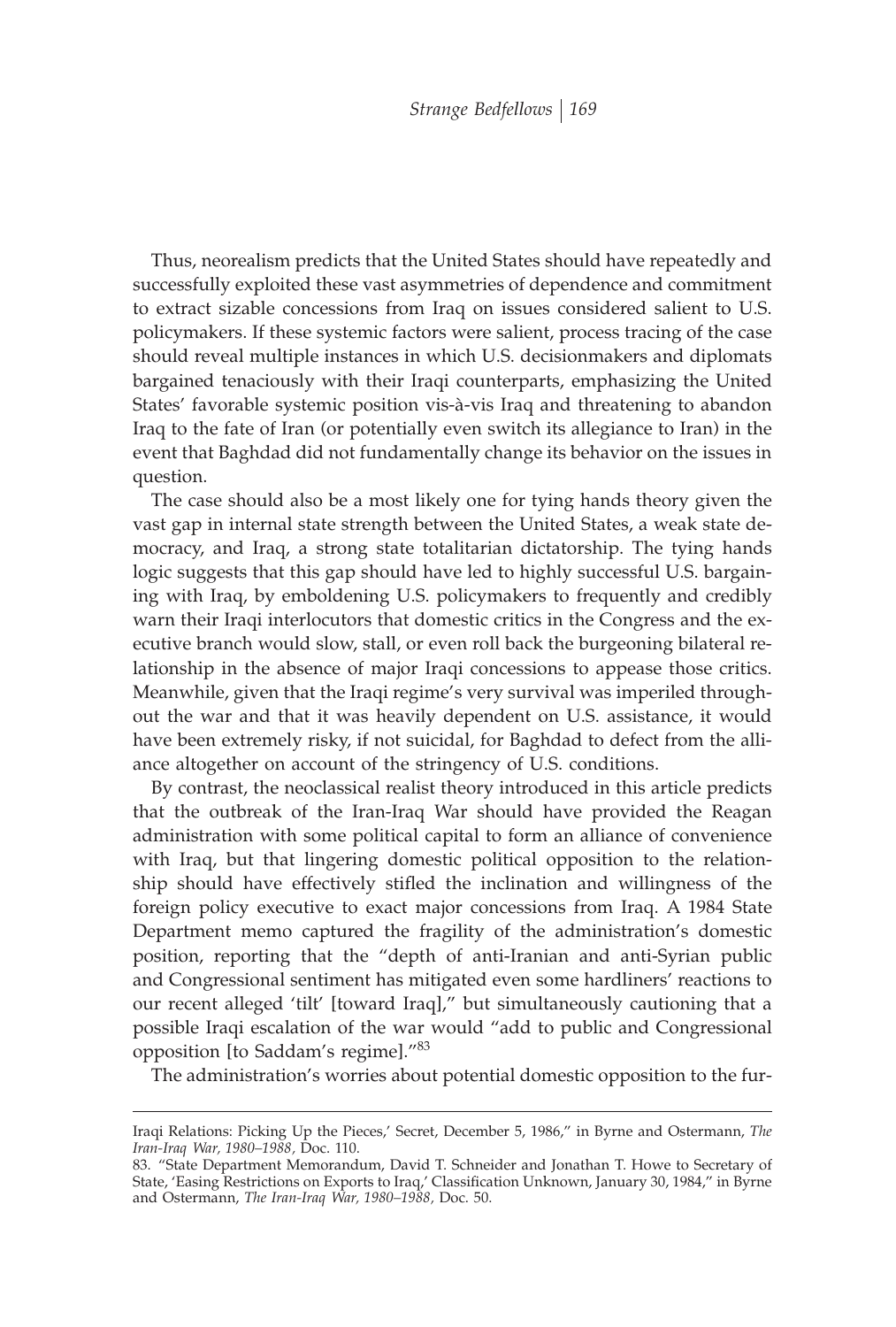Thus, neorealism predicts that the United States should have repeatedly and successfully exploited these vast asymmetries of dependence and commitment to extract sizable concessions from Iraq on issues considered salient to U.S. policymakers. If these systemic factors were salient, process tracing of the case should reveal multiple instances in which U.S. decisionmakers and diplomats bargained tenaciously with their Iraqi counterparts, emphasizing the United States' favorable systemic position vis-à-vis Iraq and threatening to abandon Iraq to the fate of Iran (or potentially even switch its allegiance to Iran) in the event that Baghdad did not fundamentally change its behavior on the issues in question.

The case should also be a most likely one for tying hands theory given the vast gap in internal state strength between the United States, a weak state democracy, and Iraq, a strong state totalitarian dictatorship. The tying hands logic suggests that this gap should have led to highly successful U.S. bargaining with Iraq, by emboldening U.S. policymakers to frequently and credibly warn their Iraqi interlocutors that domestic critics in the Congress and the executive branch would slow, stall, or even roll back the burgeoning bilateral relationship in the absence of major Iraqi concessions to appease those critics. Meanwhile, given that the Iraqi regime's very survival was imperiled throughout the war and that it was heavily dependent on U.S. assistance, it would have been extremely risky, if not suicidal, for Baghdad to defect from the alliance altogether on account of the stringency of U.S. conditions.

By contrast, the neoclassical realist theory introduced in this article predicts that the outbreak of the Iran-Iraq War should have provided the Reagan administration with some political capital to form an alliance of convenience with Iraq, but that lingering domestic political opposition to the relationship should have effectively stifled the inclination and willingness of the foreign policy executive to exact major concessions from Iraq. A 1984 State Department memo captured the fragility of the administration's domestic position, reporting that the "depth of anti-Iranian and anti-Syrian public and Congressional sentiment has mitigated even some hardliners' reactions to our recent alleged 'tilt' [toward Iraq]," but simultaneously cautioning that a possible Iraqi escalation of the war would "add to public and Congressional opposition [to Saddam's regime]."[83]

The administration's worries about potential domestic opposition to the fur-

---

Iraqi Relations: Picking Up the Pieces,' Secret, December 5, 1986," in Byrne and Ostermann, *The Iran-Iraq War, 1980–1988*, Doc. 110.

83. "State Department Memorandum, David T. Schneider and Jonathan T. Howe to Secretary of State, 'Easing Restrictions on Exports to Iraq,' Classification Unknown, January 30, 1984," in Byrne and Ostermann, *The Iran-Iraq War, 1980–1988*, Doc. 50.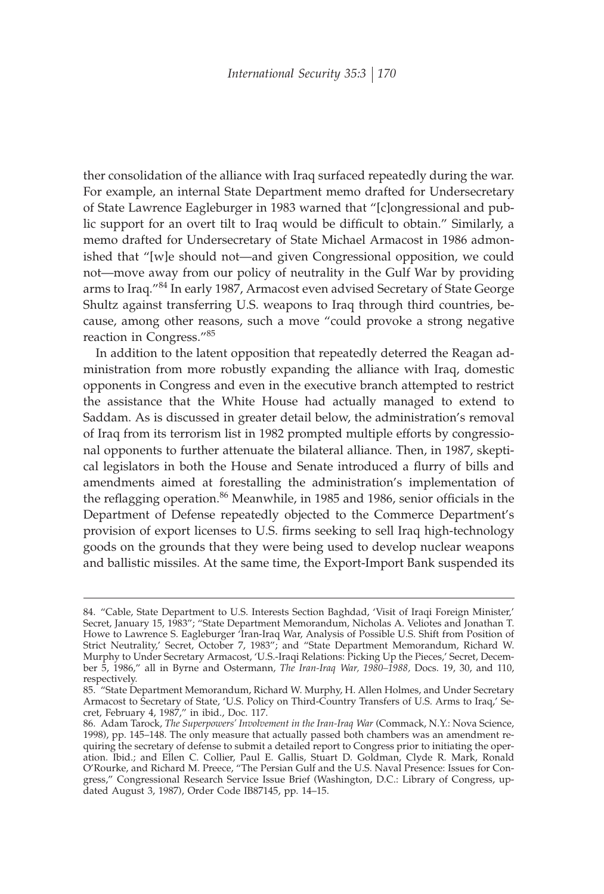ther consolidation of the alliance with Iraq surfaced repeatedly during the war. For example, an internal State Department memo drafted for Undersecretary of State Lawrence Eagleburger in 1983 warned that "[c]ongressional and public support for an overt tilt to Iraq would be difficult to obtain." Similarly, a memo drafted for Undersecretary of State Michael Armacost in 1986 admonished that "[w]e should not—and given Congressional opposition, we could not—move away from our policy of neutrality in the Gulf War by providing arms to Iraq."[84] In early 1987, Armacost even advised Secretary of State George Shultz against transferring U.S. weapons to Iraq through third countries, because, among other reasons, such a move "could provoke a strong negative reaction in Congress."[85]

In addition to the latent opposition that repeatedly deterred the Reagan administration from more robustly expanding the alliance with Iraq, domestic opponents in Congress and even in the executive branch attempted to restrict the assistance that the White House had actually managed to extend to Saddam. As is discussed in greater detail below, the administration's removal of Iraq from its terrorism list in 1982 prompted multiple efforts by congressional opponents to further attenuate the bilateral alliance. Then, in 1987, skeptical legislators in both the House and Senate introduced a flurry of bills and amendments aimed at forestalling the administration's implementation of the reflagging operation.[86] Meanwhile, in 1985 and 1986, senior officials in the Department of Defense repeatedly objected to the Commerce Department's provision of export licenses to U.S. firms seeking to sell Iraq high-technology goods on the grounds that they were being used to develop nuclear weapons and ballistic missiles. At the same time, the Export-Import Bank suspended its

---

84. "Cable, State Department to U.S. Interests Section Baghdad, 'Visit of Iraqi Foreign Minister,' Secret, January 15, 1983"; "State Department Memorandum, Nicholas A. Veliotes and Jonathan T. Howe to Lawrence S. Eagleburger 'Iran-Iraq War, Analysis of Possible U.S. Shift from Position of Strict Neutrality,' Secret, October 7, 1983"; and "State Department Memorandum, Richard W. Murphy to Under Secretary Armacost, 'U.S.-Iraqi Relations: Picking Up the Pieces,' Secret, December 5, 1986," all in Byrne and Ostermann, *The Iran-Iraq War, 1980–1988,* Docs. 19, 30, and 110, respectively.

85. "State Department Memorandum, Richard W. Murphy, H. Allen Holmes, and Under Secretary Armacost to Secretary of State, 'U.S. Policy on Third-Country Transfers of U.S. Arms to Iraq,' Secret, February 4, 1987," in ibid., Doc. 117.

86. Adam Tarock, *The Superpowers' Involvement in the Iran-Iraq War* (Commack, N.Y.: Nova Science, 1998), pp. 145–148. The only measure that actually passed both chambers was an amendment requiring the secretary of defense to submit a detailed report to Congress prior to initiating the operation. Ibid.; and Ellen C. Collier, Paul E. Gallis, Stuart D. Goldman, Clyde R. Mark, Ronald O'Rourke, and Richard M. Preece, "The Persian Gulf and the U.S. Naval Presence: Issues for Congress," Congressional Research Service Issue Brief (Washington, D.C.: Library of Congress, updated August 3, 1987), Order Code IB87145, pp. 14–15.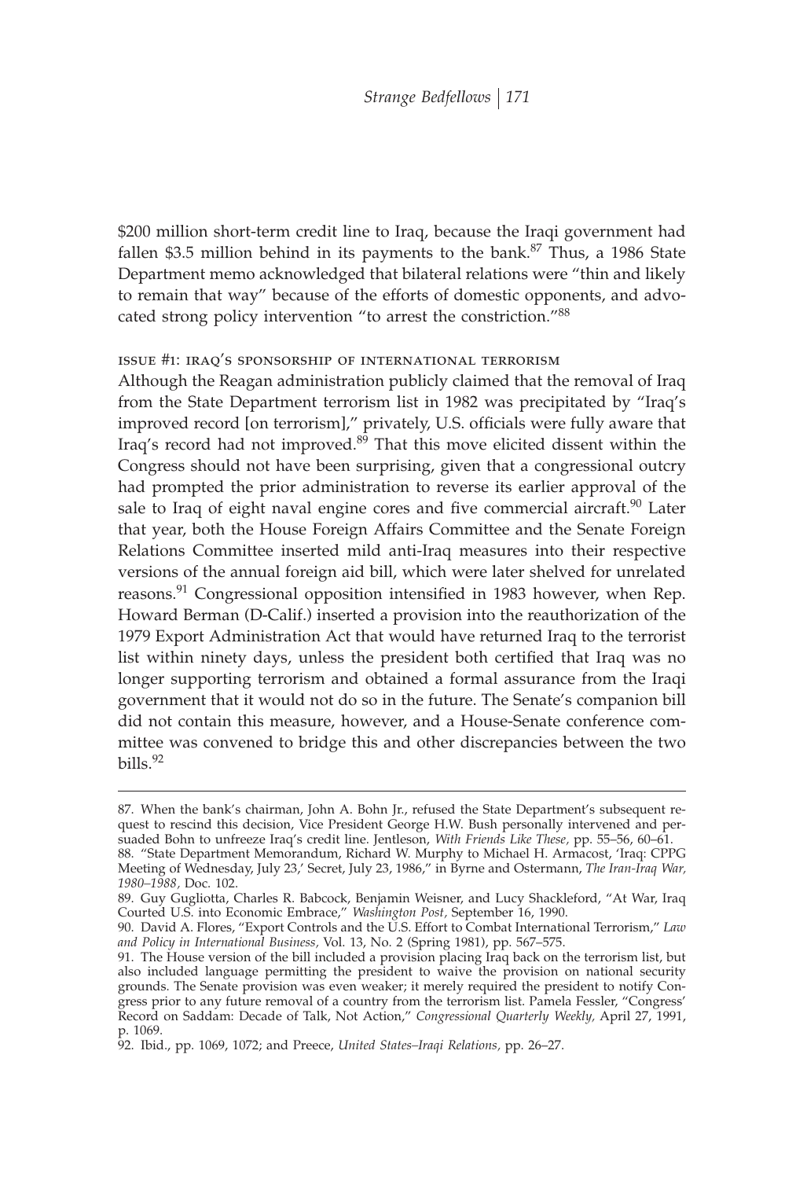$200 million short-term credit line to Iraq, because the Iraqi government had fallen $3.5 million behind in its payments to the bank.[87] Thus, a 1986 State Department memo acknowledged that bilateral relations were "thin and likely to remain that way" because of the efforts of domestic opponents, and advocated strong policy intervention "to arrest the constriction."[88]

### issue #1: iraq's sponsorship of international terrorism

Although the Reagan administration publicly claimed that the removal of Iraq from the State Department terrorism list in 1982 was precipitated by "Iraq's improved record [on terrorism]," privately, U.S. officials were fully aware that Iraq's record had not improved.[89] That this move elicited dissent within the Congress should not have been surprising, given that a congressional outcry had prompted the prior administration to reverse its earlier approval of the sale to Iraq of eight naval engine cores and five commercial aircraft.[90] Later that year, both the House Foreign Affairs Committee and the Senate Foreign Relations Committee inserted mild anti-Iraq measures into their respective versions of the annual foreign aid bill, which were later shelved for unrelated reasons.[91] Congressional opposition intensified in 1983 however, when Rep. Howard Berman (D-Calif.) inserted a provision into the reauthorization of the 1979 Export Administration Act that would have returned Iraq to the terrorist list within ninety days, unless the president both certified that Iraq was no longer supporting terrorism and obtained a formal assurance from the Iraqi government that it would not do so in the future. The Senate's companion bill did not contain this measure, however, and a House-Senate conference committee was convened to bridge this and other discrepancies between the two bills.[92]

---

87. When the bank's chairman, John A. Bohn Jr., refused the State Department's subsequent request to rescind this decision, Vice President George H.W. Bush personally intervened and persuaded Bohn to unfreeze Iraq's credit line. Jentleson, *With Friends Like These,* pp. 55–56, 60–61.

88. "State Department Memorandum, Richard W. Murphy to Michael H. Armacost, 'Iraq: CPPG Meeting of Wednesday, July 23,' Secret, July 23, 1986," in Byrne and Ostermann, *The Iran-Iraq War, 1980–1988,* Doc. 102.

89. Guy Gugliotta, Charles R. Babcock, Benjamin Weisner, and Lucy Shackleford, "At War, Iraq Courted U.S. into Economic Embrace," *Washington Post,* September 16, 1990.

90. David A. Flores, "Export Controls and the U.S. Effort to Combat International Terrorism," *Law and Policy in International Business,* Vol. 13, No. 2 (Spring 1981), pp. 567–575.

91. The House version of the bill included a provision placing Iraq back on the terrorism list, but also included language permitting the president to waive the provision on national security grounds. The Senate provision was even weaker; it merely required the president to notify Congress prior to any future removal of a country from the terrorism list. Pamela Fessler, "Congress' Record on Saddam: Decade of Talk, Not Action," *Congressional Quarterly Weekly,* April 27, 1991, p. 1069.

92. Ibid., pp. 1069, 1072; and Preece, *United States–Iraqi Relations,* pp. 26–27.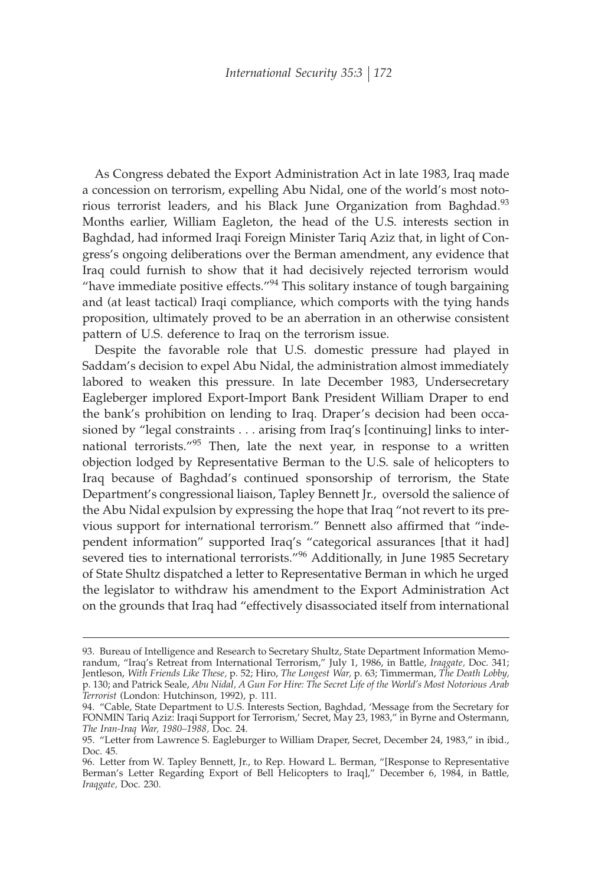As Congress debated the Export Administration Act in late 1983, Iraq made a concession on terrorism, expelling Abu Nidal, one of the world's most notorious terrorist leaders, and his Black June Organization from Baghdad.[93] Months earlier, William Eagleton, the head of the U.S. interests section in Baghdad, had informed Iraqi Foreign Minister Tariq Aziz that, in light of Congress's ongoing deliberations over the Berman amendment, any evidence that Iraq could furnish to show that it had decisively rejected terrorism would "have immediate positive effects."[94] This solitary instance of tough bargaining and (at least tactical) Iraqi compliance, which comports with the tying hands proposition, ultimately proved to be an aberration in an otherwise consistent pattern of U.S. deference to Iraq on the terrorism issue.

Despite the favorable role that U.S. domestic pressure had played in Saddam's decision to expel Abu Nidal, the administration almost immediately labored to weaken this pressure. In late December 1983, Undersecretary Eagleberger implored Export-Import Bank President William Draper to end the bank's prohibition on lending to Iraq. Draper's decision had been occasioned by "legal constraints . . . arising from Iraq's [continuing] links to international terrorists."[95] Then, late the next year, in response to a written objection lodged by Representative Berman to the U.S. sale of helicopters to Iraq because of Baghdad's continued sponsorship of terrorism, the State Department's congressional liaison, Tapley Bennett Jr., oversold the salience of the Abu Nidal expulsion by expressing the hope that Iraq "not revert to its previous support for international terrorism." Bennett also affirmed that "independent information" supported Iraq's "categorical assurances [that it had] severed ties to international terrorists."[96] Additionally, in June 1985 Secretary of State Shultz dispatched a letter to Representative Berman in which he urged the legislator to withdraw his amendment to the Export Administration Act on the grounds that Iraq had "effectively disassociated itself from international

---

93. Bureau of Intelligence and Research to Secretary Shultz, State Department Information Memorandum, "Iraq's Retreat from International Terrorism," July 1, 1986, in Battle, *Iraqgate,* Doc. 341; Jentleson, *With Friends Like These,* p. 52; Hiro, *The Longest War,* p. 63; Timmerman, *The Death Lobby,* p. 130; and Patrick Seale, *Abu Nidal, A Gun For Hire: The Secret Life of the World's Most Notorious Arab Terrorist* (London: Hutchinson, 1992), p. 111.

94. "Cable, State Department to U.S. Interests Section, Baghdad, 'Message from the Secretary for FONMIN Tariq Aziz: Iraqi Support for Terrorism,' Secret, May 23, 1983," in Byrne and Ostermann, *The Iran-Iraq War, 1980–1988,* Doc. 24.

95. "Letter from Lawrence S. Eagleburger to William Draper, Secret, December 24, 1983," in ibid., Doc. 45.

96. Letter from W. Tapley Bennett, Jr., to Rep. Howard L. Berman, "[Response to Representative Berman's Letter Regarding Export of Bell Helicopters to Iraq]," December 6, 1984, in Battle, *Iraqgate,* Doc. 230.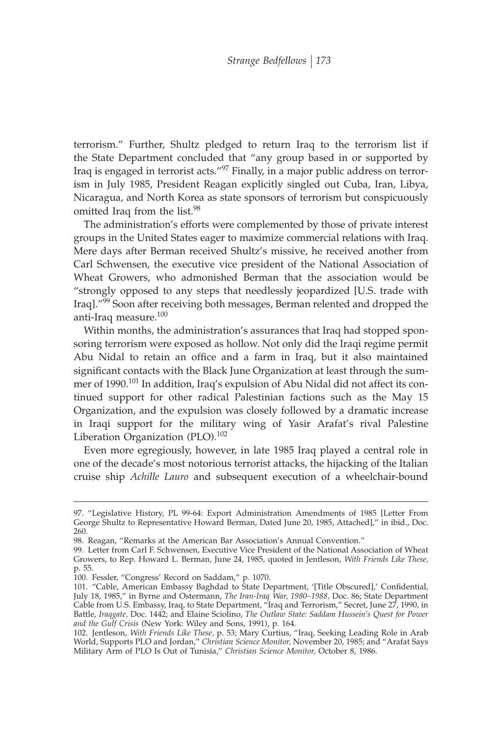terrorism." Further, Shultz pledged to return Iraq to the terrorism list if the State Department concluded that "any group based in or supported by Iraq is engaged in terrorist acts."[97] Finally, in a major public address on terrorism in July 1985, President Reagan explicitly singled out Cuba, Iran, Libya, Nicaragua, and North Korea as state sponsors of terrorism but conspicuously omitted Iraq from the list.[98]

The administration's efforts were complemented by those of private interest groups in the United States eager to maximize commercial relations with Iraq. Mere days after Berman received Shultz's missive, he received another from Carl Schwensen, the executive vice president of the National Association of Wheat Growers, who admonished Berman that the association would be "strongly opposed to any steps that needlessly jeopardized [U.S. trade with Iraq]."[99] Soon after receiving both messages, Berman relented and dropped the anti-Iraq measure.[100]

Within months, the administration's assurances that Iraq had stopped sponsoring terrorism were exposed as hollow. Not only did the Iraqi regime permit Abu Nidal to retain an office and a farm in Iraq, but it also maintained significant contacts with the Black June Organization at least through the summer of 1990.[101] In addition, Iraq's expulsion of Abu Nidal did not affect its continued support for other radical Palestinian factions such as the May 15 Organization, and the expulsion was closely followed by a dramatic increase in Iraqi support for the military wing of Yasir Arafat's rival Palestine Liberation Organization (PLO).[102]

Even more egregiously, however, in late 1985 Iraq played a central role in one of the decade's most notorious terrorist attacks, the hijacking of the Italian cruise ship *Achille Lauro* and subsequent execution of a wheelchair-bound

---

97. "Legislative History, PL 99-64: Export Administration Amendments of 1985 [Letter From George Shultz to Representative Howard Berman, Dated June 20, 1985, Attached]," in ibid., Doc. 260.

98. Reagan, "Remarks at the American Bar Association's Annual Convention."

99. Letter from Carl F. Schwensen, Executive Vice President of the National Association of Wheat Growers, to Rep. Howard L. Berman, June 24, 1985, quoted in Jentleson, *With Friends Like These,* p. 55.

100. Fessler, "Congress' Record on Saddam," p. 1070.

101. "Cable, American Embassy Baghdad to State Department, '[Title Obscured],' Confidential, July 18, 1985," in Byrne and Ostermann, *The Iran-Iraq War, 1980–1988,* Doc. 86; State Department Cable from U.S. Embassy, Iraq, to State Department, "Iraq and Terrorism," Secret, June 27, 1990, in Battle, *Iraqgate,* Doc. 1442; and Elaine Sciolino, *The Outlaw State: Saddam Hussein's Quest for Power and the Gulf Crisis* (New York: Wiley and Sons, 1991), p. 164.

102. Jentleson, *With Friends Like These,* p. 53; Mary Curtius, "Iraq, Seeking Leading Role in Arab World, Supports PLO and Jordan," *Christian Science Monitor,* November 20, 1985; and "Arafat Says Military Arm of PLO Is Out of Tunisia," *Christian Science Monitor,* October 8, 1986.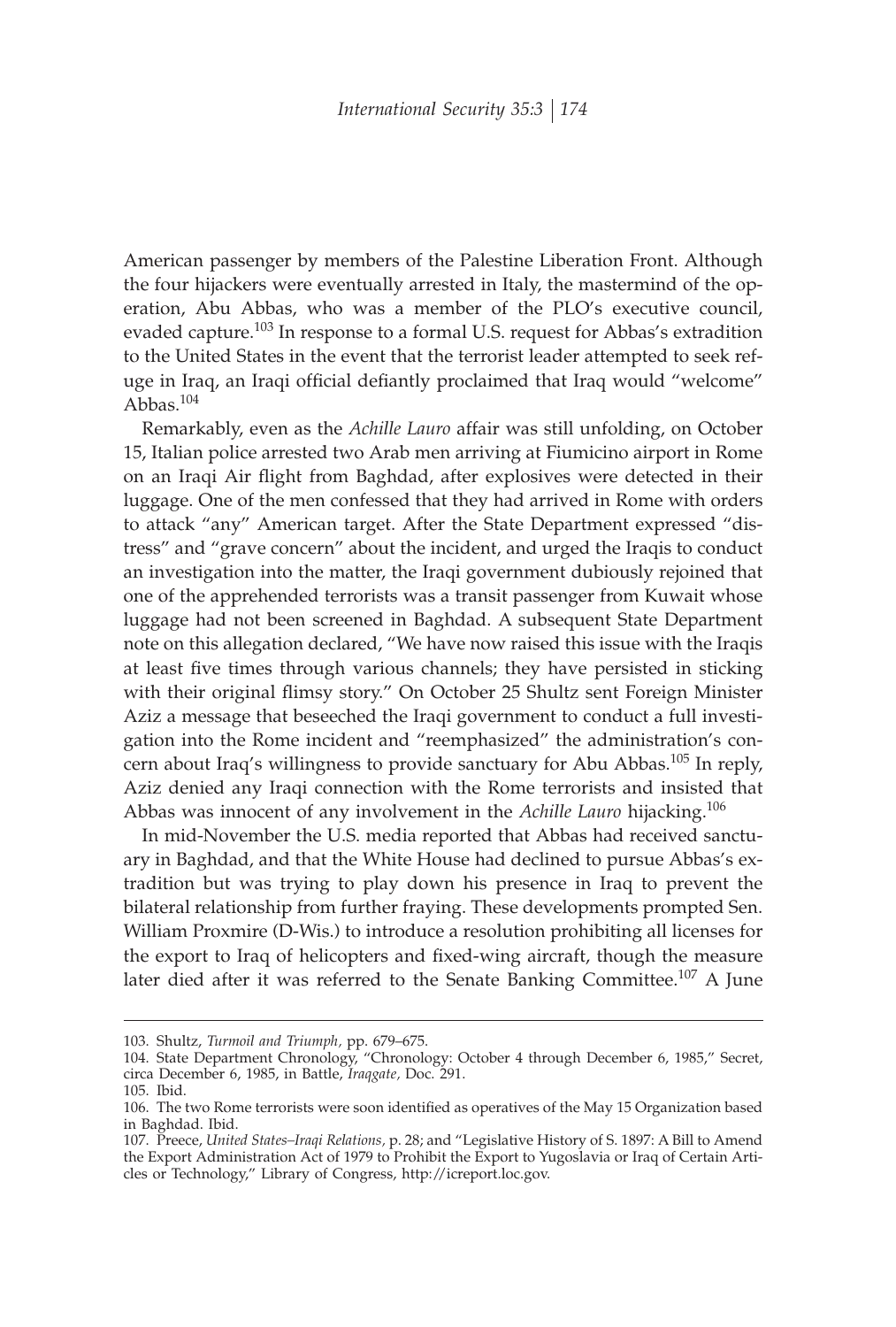American passenger by members of the Palestine Liberation Front. Although the four hijackers were eventually arrested in Italy, the mastermind of the operation, Abu Abbas, who was a member of the PLO's executive council, evaded capture.[103] In response to a formal U.S. request for Abbas's extradition to the United States in the event that the terrorist leader attempted to seek refuge in Iraq, an Iraqi official defiantly proclaimed that Iraq would "welcome" Abbas.[104]

Remarkably, even as the *Achille Lauro* affair was still unfolding, on October 15, Italian police arrested two Arab men arriving at Fiumicino airport in Rome on an Iraqi Air flight from Baghdad, after explosives were detected in their luggage. One of the men confessed that they had arrived in Rome with orders to attack "any" American target. After the State Department expressed "distress" and "grave concern" about the incident, and urged the Iraqis to conduct an investigation into the matter, the Iraqi government dubiously rejoined that one of the apprehended terrorists was a transit passenger from Kuwait whose luggage had not been screened in Baghdad. A subsequent State Department note on this allegation declared, "We have now raised this issue with the Iraqis at least five times through various channels; they have persisted in sticking with their original flimsy story." On October 25 Shultz sent Foreign Minister Aziz a message that beseeched the Iraqi government to conduct a full investigation into the Rome incident and "reemphasized" the administration's concern about Iraq's willingness to provide sanctuary for Abu Abbas.[105] In reply, Aziz denied any Iraqi connection with the Rome terrorists and insisted that Abbas was innocent of any involvement in the *Achille Lauro* hijacking.[106]

In mid-November the U.S. media reported that Abbas had received sanctuary in Baghdad, and that the White House had declined to pursue Abbas's extradition but was trying to play down his presence in Iraq to prevent the bilateral relationship from further fraying. These developments prompted Sen. William Proxmire (D-Wis.) to introduce a resolution prohibiting all licenses for the export to Iraq of helicopters and fixed-wing aircraft, though the measure later died after it was referred to the Senate Banking Committee.[107] A June

---

103. Shultz, *Turmoil and Triumph,* pp. 679–675.

104. State Department Chronology, "Chronology: October 4 through December 6, 1985," Secret, circa December 6, 1985, in Battle, *Iraqgate,* Doc. 291.

105. Ibid.

106. The two Rome terrorists were soon identified as operatives of the May 15 Organization based in Baghdad. Ibid.

107. Preece, *United States–Iraqi Relations,* p. 28; and "Legislative History of S. 1897: A Bill to Amend the Export Administration Act of 1979 to Prohibit the Export to Yugoslavia or Iraq of Certain Articles or Technology," Library of Congress, http://icreport.loc.gov.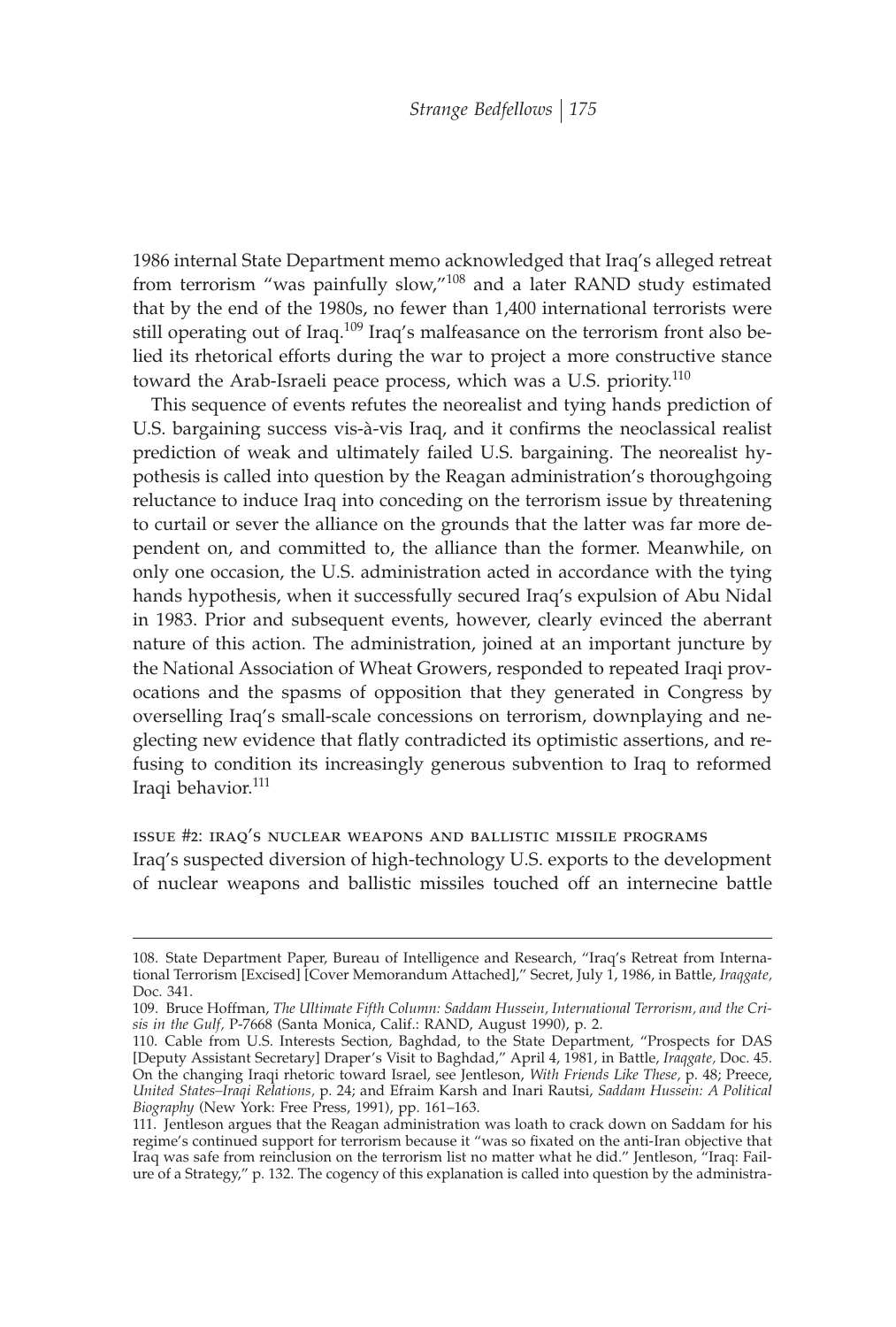1986 internal State Department memo acknowledged that Iraq's alleged retreat from terrorism "was painfully slow,"[108] and a later RAND study estimated that by the end of the 1980s, no fewer than 1,400 international terrorists were still operating out of Iraq.[109] Iraq's malfeasance on the terrorism front also belied its rhetorical efforts during the war to project a more constructive stance toward the Arab-Israeli peace process, which was a U.S. priority.[110]

This sequence of events refutes the neorealist and tying hands prediction of U.S. bargaining success vis-à-vis Iraq, and it confirms the neoclassical realist prediction of weak and ultimately failed U.S. bargaining. The neorealist hypothesis is called into question by the Reagan administration's thoroughgoing reluctance to induce Iraq into conceding on the terrorism issue by threatening to curtail or sever the alliance on the grounds that the latter was far more dependent on, and committed to, the alliance than the former. Meanwhile, on only one occasion, the U.S. administration acted in accordance with the tying hands hypothesis, when it successfully secured Iraq's expulsion of Abu Nidal in 1983. Prior and subsequent events, however, clearly evinced the aberrant nature of this action. The administration, joined at an important juncture by the National Association of Wheat Growers, responded to repeated Iraqi provocations and the spasms of opposition that they generated in Congress by overselling Iraq's small-scale concessions on terrorism, downplaying and neglecting new evidence that flatly contradicted its optimistic assertions, and refusing to condition its increasingly generous subvention to Iraq to reformed Iraqi behavior.[111]

### ISSUE #2: IRAQ'S NUCLEAR WEAPONS AND BALLISTIC MISSILE PROGRAMS

Iraq's suspected diversion of high-technology U.S. exports to the development of nuclear weapons and ballistic missiles touched off an internecine battle

---

108. State Department Paper, Bureau of Intelligence and Research, "Iraq's Retreat from International Terrorism [Excised] [Cover Memorandum Attached]," Secret, July 1, 1986, in Battle, *Iraqgate,* Doc. 341.

109. Bruce Hoffman, *The Ultimate Fifth Column: Saddam Hussein, International Terrorism, and the Crisis in the Gulf,* P-7668 (Santa Monica, Calif.: RAND, August 1990), p. 2.

110. Cable from U.S. Interests Section, Baghdad, to the State Department, "Prospects for DAS [Deputy Assistant Secretary] Draper's Visit to Baghdad," April 4, 1981, in Battle, *Iraqgate,* Doc. 45. On the changing Iraqi rhetoric toward Israel, see Jentleson, *With Friends Like These,* p. 48; Preece, *United States–Iraqi Relations,* p. 24; and Efraim Karsh and Inari Rautsi, *Saddam Hussein: A Political Biography* (New York: Free Press, 1991), pp. 161–163.

111. Jentleson argues that the Reagan administration was loath to crack down on Saddam for his regime's continued support for terrorism because it "was so fixated on the anti-Iran objective that Iraq was safe from reinclusion on the terrorism list no matter what he did." Jentleson, "Iraq: Failure of a Strategy," p. 132. The cogency of this explanation is called into question by the administra-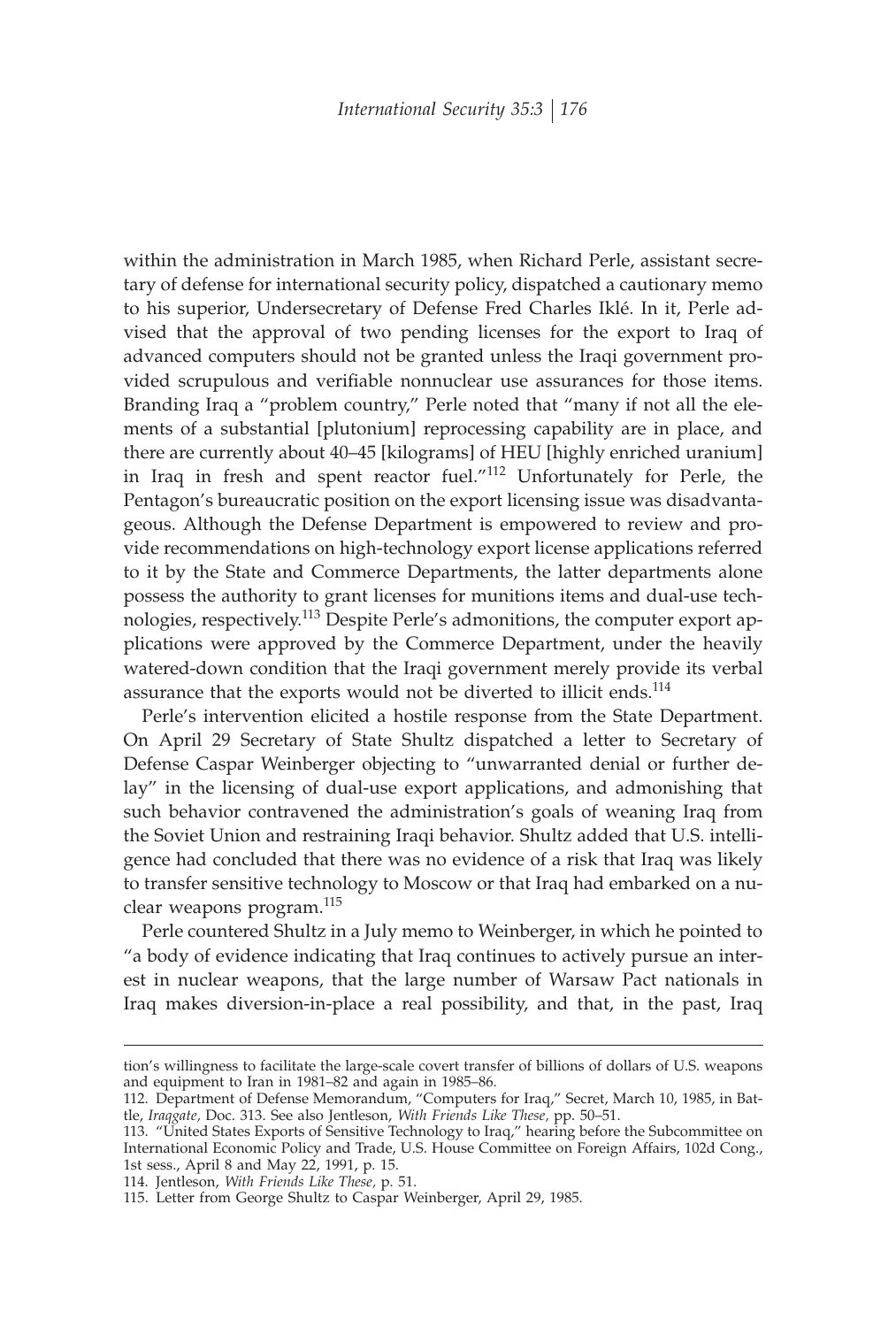within the administration in March 1985, when Richard Perle, assistant secretary of defense for international security policy, dispatched a cautionary memo to his superior, Undersecretary of Defense Fred Charles Iklé. In it, Perle advised that the approval of two pending licenses for the export to Iraq of advanced computers should not be granted unless the Iraqi government provided scrupulous and verifiable nonnuclear use assurances for those items. Branding Iraq a "problem country," Perle noted that "many if not all the elements of a substantial [plutonium] reprocessing capability are in place, and there are currently about 40–45 [kilograms] of HEU [highly enriched uranium] in Iraq in fresh and spent reactor fuel."[112] Unfortunately for Perle, the Pentagon's bureaucratic position on the export licensing issue was disadvantageous. Although the Defense Department is empowered to review and provide recommendations on high-technology export license applications referred to it by the State and Commerce Departments, the latter departments alone possess the authority to grant licenses for munitions items and dual-use technologies, respectively.[113] Despite Perle's admonitions, the computer export applications were approved by the Commerce Department, under the heavily watered-down condition that the Iraqi government merely provide its verbal assurance that the exports would not be diverted to illicit ends.[114]

Perle's intervention elicited a hostile response from the State Department. On April 29 Secretary of State Shultz dispatched a letter to Secretary of Defense Caspar Weinberger objecting to "unwarranted denial or further delay" in the licensing of dual-use export applications, and admonishing that such behavior contravened the administration's goals of weaning Iraq from the Soviet Union and restraining Iraqi behavior. Shultz added that U.S. intelligence had concluded that there was no evidence of a risk that Iraq was likely to transfer sensitive technology to Moscow or that Iraq had embarked on a nuclear weapons program.[115]

Perle countered Shultz in a July memo to Weinberger, in which he pointed to "a body of evidence indicating that Iraq continues to actively pursue an interest in nuclear weapons, that the large number of Warsaw Pact nationals in Iraq makes diversion-in-place a real possibility, and that, in the past, Iraq

---

tion's willingness to facilitate the large-scale covert transfer of billions of dollars of U.S. weapons and equipment to Iran in 1981–82 and again in 1985–86.

112. Department of Defense Memorandum, "Computers for Iraq," Secret, March 10, 1985, in Battle, *Iraqgate,* Doc. 313. See also Jentleson, *With Friends Like These,* pp. 50–51.

113. "United States Exports of Sensitive Technology to Iraq," hearing before the Subcommittee on International Economic Policy and Trade, U.S. House Committee on Foreign Affairs, 102d Cong., 1st sess., April 8 and May 22, 1991, p. 15.

114. Jentleson, *With Friends Like These,* p. 51.

115. Letter from George Shultz to Caspar Weinberger, April 29, 1985.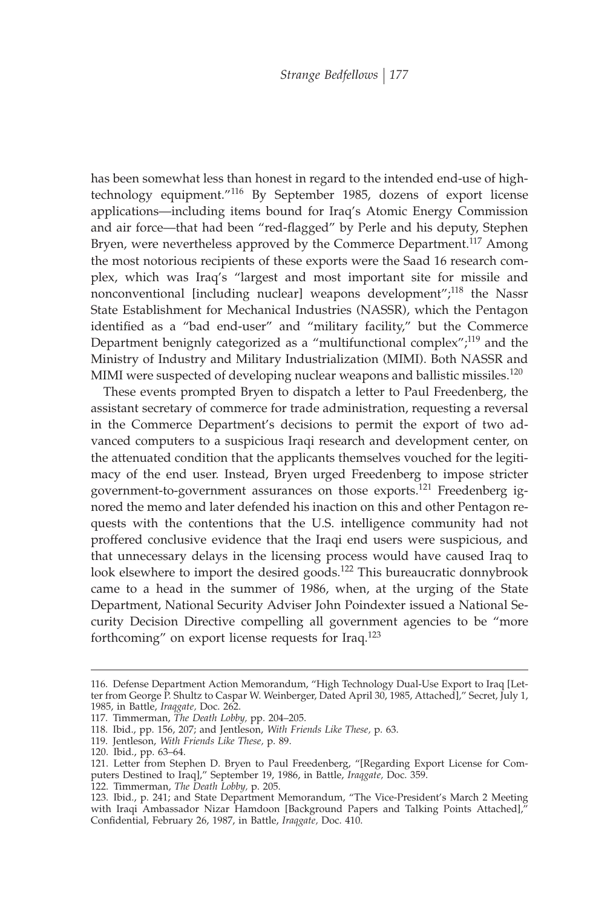has been somewhat less than honest in regard to the intended end-use of high-technology equipment."[116] By September 1985, dozens of export license applications—including items bound for Iraq's Atomic Energy Commission and air force—that had been "red-flagged" by Perle and his deputy, Stephen Bryen, were nevertheless approved by the Commerce Department.[117] Among the most notorious recipients of these exports were the Saad 16 research complex, which was Iraq's "largest and most important site for missile and nonconventional [including nuclear] weapons development";[118] the Nassr State Establishment for Mechanical Industries (NASSR), which the Pentagon identified as a "bad end-user" and "military facility," but the Commerce Department benignly categorized as a "multifunctional complex";[119] and the Ministry of Industry and Military Industrialization (MIMI). Both NASSR and MIMI were suspected of developing nuclear weapons and ballistic missiles.[120]

These events prompted Bryen to dispatch a letter to Paul Freedenberg, the assistant secretary of commerce for trade administration, requesting a reversal in the Commerce Department's decisions to permit the export of two advanced computers to a suspicious Iraqi research and development center, on the attenuated condition that the applicants themselves vouched for the legitimacy of the end user. Instead, Bryen urged Freedenberg to impose stricter government-to-government assurances on those exports.[121] Freedenberg ignored the memo and later defended his inaction on this and other Pentagon requests with the contentions that the U.S. intelligence community had not proffered conclusive evidence that the Iraqi end users were suspicious, and that unnecessary delays in the licensing process would have caused Iraq to look elsewhere to import the desired goods.[122] This bureaucratic donnybrook came to a head in the summer of 1986, when, at the urging of the State Department, National Security Adviser John Poindexter issued a National Security Decision Directive compelling all government agencies to be "more forthcoming" on export license requests for Iraq.[123]

---

116. Defense Department Action Memorandum, "High Technology Dual-Use Export to Iraq [Letter from George P. Shultz to Caspar W. Weinberger, Dated April 30, 1985, Attached]," Secret, July 1, 1985, in Battle, *Iraqgate,* Doc. 262.
117. Timmerman, *The Death Lobby,* pp. 204–205.
118. Ibid., pp. 156, 207; and Jentleson, *With Friends Like These,* p. 63.
119. Jentleson, *With Friends Like These,* p. 89.
120. Ibid., pp. 63–64.
121. Letter from Stephen D. Bryen to Paul Freedenberg, "[Regarding Export License for Computers Destined to Iraq]," September 19, 1986, in Battle, *Iraqgate,* Doc. 359.
122. Timmerman, *The Death Lobby,* p. 205.
123. Ibid., p. 241; and State Department Memorandum, "The Vice-President's March 2 Meeting with Iraqi Ambassador Nizar Hamdoon [Background Papers and Talking Points Attached]," Confidential, February 26, 1987, in Battle, *Iraqgate,* Doc. 410.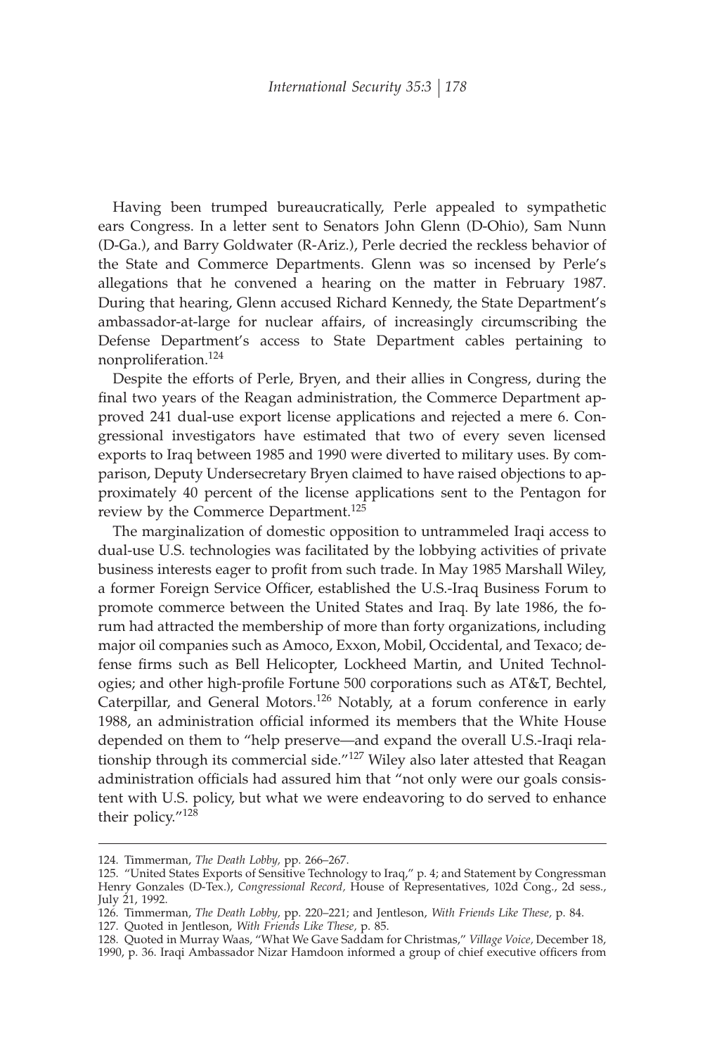Having been trumped bureaucratically, Perle appealed to sympathetic ears Congress. In a letter sent to Senators John Glenn (D-Ohio), Sam Nunn (D-Ga.), and Barry Goldwater (R-Ariz.), Perle decried the reckless behavior of the State and Commerce Departments. Glenn was so incensed by Perle's allegations that he convened a hearing on the matter in February 1987. During that hearing, Glenn accused Richard Kennedy, the State Department's ambassador-at-large for nuclear affairs, of increasingly circumscribing the Defense Department's access to State Department cables pertaining to nonproliferation.[124]

Despite the efforts of Perle, Bryen, and their allies in Congress, during the final two years of the Reagan administration, the Commerce Department approved 241 dual-use export license applications and rejected a mere 6. Congressional investigators have estimated that two of every seven licensed exports to Iraq between 1985 and 1990 were diverted to military uses. By comparison, Deputy Undersecretary Bryen claimed to have raised objections to approximately 40 percent of the license applications sent to the Pentagon for review by the Commerce Department.[125]

The marginalization of domestic opposition to untrammeled Iraqi access to dual-use U.S. technologies was facilitated by the lobbying activities of private business interests eager to profit from such trade. In May 1985 Marshall Wiley, a former Foreign Service Officer, established the U.S.-Iraq Business Forum to promote commerce between the United States and Iraq. By late 1986, the forum had attracted the membership of more than forty organizations, including major oil companies such as Amoco, Exxon, Mobil, Occidental, and Texaco; defense firms such as Bell Helicopter, Lockheed Martin, and United Technologies; and other high-profile Fortune 500 corporations such as AT&T, Bechtel, Caterpillar, and General Motors.[126] Notably, at a forum conference in early 1988, an administration official informed its members that the White House depended on them to "help preserve—and expand the overall U.S.-Iraqi relationship through its commercial side."[127] Wiley also later attested that Reagan administration officials had assured him that "not only were our goals consistent with U.S. policy, but what we were endeavoring to do served to enhance their policy."[128]

---

124. Timmerman, *The Death Lobby,* pp. 266–267.

125. "United States Exports of Sensitive Technology to Iraq," p. 4; and Statement by Congressman Henry Gonzales (D-Tex.), *Congressional Record,* House of Representatives, 102d Cong., 2d sess., July 21, 1992.

126. Timmerman, *The Death Lobby,* pp. 220–221; and Jentleson, *With Friends Like These,* p. 84.

127. Quoted in Jentleson, *With Friends Like These,* p. 85.

128. Quoted in Murray Waas, "What We Gave Saddam for Christmas," *Village Voice,* December 18, 1990, p. 36. Iraqi Ambassador Nizar Hamdoon informed a group of chief executive officers from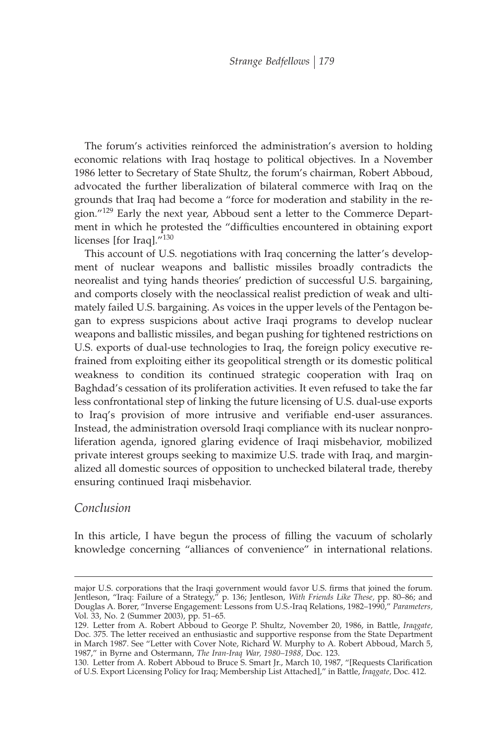The forum's activities reinforced the administration's aversion to holding economic relations with Iraq hostage to political objectives. In a November 1986 letter to Secretary of State Shultz, the forum's chairman, Robert Abboud, advocated the further liberalization of bilateral commerce with Iraq on the grounds that Iraq had become a "force for moderation and stability in the region."[129] Early the next year, Abboud sent a letter to the Commerce Department in which he protested the "difficulties encountered in obtaining export licenses [for Iraq]."[130]

This account of U.S. negotiations with Iraq concerning the latter's development of nuclear weapons and ballistic missiles broadly contradicts the neorealist and tying hands theories' prediction of successful U.S. bargaining, and comports closely with the neoclassical realist prediction of weak and ultimately failed U.S. bargaining. As voices in the upper levels of the Pentagon began to express suspicions about active Iraqi programs to develop nuclear weapons and ballistic missiles, and began pushing for tightened restrictions on U.S. exports of dual-use technologies to Iraq, the foreign policy executive refrained from exploiting either its geopolitical strength or its domestic political weakness to condition its continued strategic cooperation with Iraq on Baghdad's cessation of its proliferation activities. It even refused to take the far less confrontational step of linking the future licensing of U.S. dual-use exports to Iraq's provision of more intrusive and verifiable end-user assurances. Instead, the administration oversold Iraqi compliance with its nuclear nonproliferation agenda, ignored glaring evidence of Iraqi misbehavior, mobilized private interest groups seeking to maximize U.S. trade with Iraq, and marginalized all domestic sources of opposition to unchecked bilateral trade, thereby ensuring continued Iraqi misbehavior.

## *Conclusion*

In this article, I have begun the process of filling the vacuum of scholarly knowledge concerning "alliances of convenience" in international relations.

---

major U.S. corporations that the Iraqi government would favor U.S. firms that joined the forum. Jentleson, "Iraq: Failure of a Strategy," p. 136; Jentleson, *With Friends Like These,* pp. 80–86; and Douglas A. Borer, "Inverse Engagement: Lessons from U.S.-Iraq Relations, 1982–1990," *Parameters,* Vol. 33, No. 2 (Summer 2003), pp. 51–65.

129. Letter from A. Robert Abboud to George P. Shultz, November 20, 1986, in Battle, *Iraqgate,* Doc. 375. The letter received an enthusiastic and supportive response from the State Department in March 1987. See "Letter with Cover Note, Richard W. Murphy to A. Robert Abboud, March 5, 1987," in Byrne and Ostermann, *The Iran-Iraq War, 1980–1988,* Doc. 123.

130. Letter from A. Robert Abboud to Bruce S. Smart Jr., March 10, 1987, "[Requests Clarification of U.S. Export Licensing Policy for Iraq; Membership List Attached]," in Battle, *Iraqgate,* Doc. 412.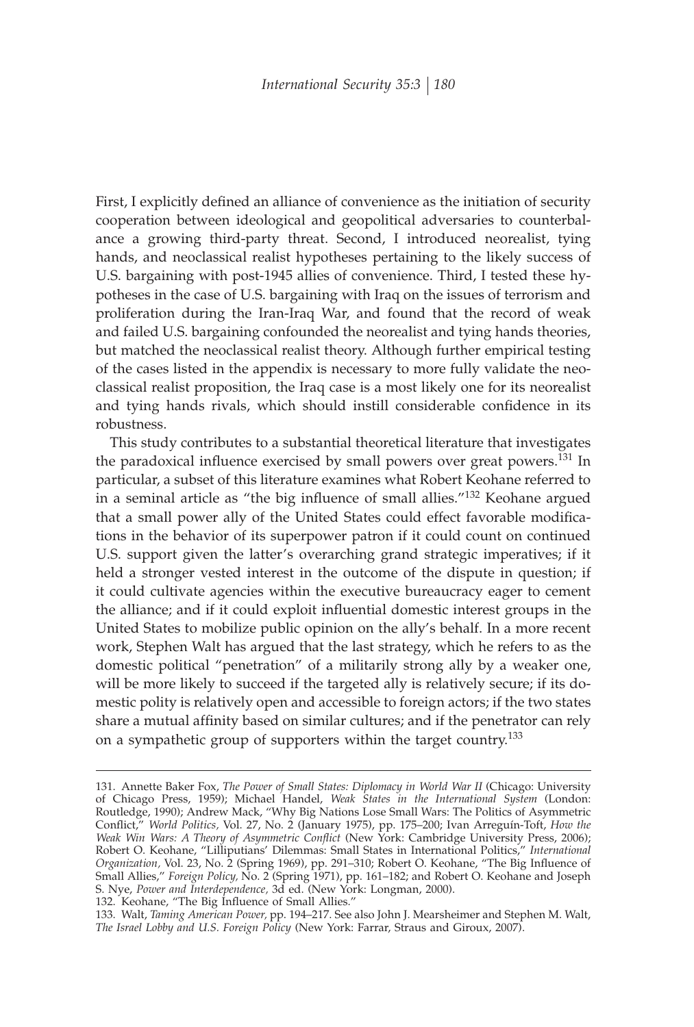First, I explicitly defined an alliance of convenience as the initiation of security cooperation between ideological and geopolitical adversaries to counterbalance a growing third-party threat. Second, I introduced neorealist, tying hands, and neoclassical realist hypotheses pertaining to the likely success of U.S. bargaining with post-1945 allies of convenience. Third, I tested these hypotheses in the case of U.S. bargaining with Iraq on the issues of terrorism and proliferation during the Iran-Iraq War, and found that the record of weak and failed U.S. bargaining confounded the neorealist and tying hands theories, but matched the neoclassical realist theory. Although further empirical testing of the cases listed in the appendix is necessary to more fully validate the neoclassical realist proposition, the Iraq case is a most likely one for its neorealist and tying hands rivals, which should instill considerable confidence in its robustness.

This study contributes to a substantial theoretical literature that investigates the paradoxical influence exercised by small powers over great powers.[131] In particular, a subset of this literature examines what Robert Keohane referred to in a seminal article as "the big influence of small allies."[132] Keohane argued that a small power ally of the United States could effect favorable modifications in the behavior of its superpower patron if it could count on continued U.S. support given the latter's overarching grand strategic imperatives; if it held a stronger vested interest in the outcome of the dispute in question; if it could cultivate agencies within the executive bureaucracy eager to cement the alliance; and if it could exploit influential domestic interest groups in the United States to mobilize public opinion on the ally's behalf. In a more recent work, Stephen Walt has argued that the last strategy, which he refers to as the domestic political "penetration" of a militarily strong ally by a weaker one, will be more likely to succeed if the targeted ally is relatively secure; if its domestic polity is relatively open and accessible to foreign actors; if the two states share a mutual affinity based on similar cultures; and if the penetrator can rely on a sympathetic group of supporters within the target country.[133]

---

131. Annette Baker Fox, *The Power of Small States: Diplomacy in World War II* (Chicago: University of Chicago Press, 1959); Michael Handel, *Weak States in the International System* (London: Routledge, 1990); Andrew Mack, "Why Big Nations Lose Small Wars: The Politics of Asymmetric Conflict," *World Politics,* Vol. 27, No. 2 (January 1975), pp. 175–200; Ivan Arreguín-Toft, *How the Weak Win Wars: A Theory of Asymmetric Conflict* (New York: Cambridge University Press, 2006); Robert O. Keohane, "Lilliputians' Dilemmas: Small States in International Politics," *International Organization,* Vol. 23, No. 2 (Spring 1969), pp. 291–310; Robert O. Keohane, "The Big Influence of Small Allies," *Foreign Policy,* No. 2 (Spring 1971), pp. 161–182; and Robert O. Keohane and Joseph S. Nye, *Power and Interdependence,* 3d ed. (New York: Longman, 2000).

132. Keohane, "The Big Influence of Small Allies."

133. Walt, *Taming American Power,* pp. 194–217. See also John J. Mearsheimer and Stephen M. Walt, *The Israel Lobby and U.S. Foreign Policy* (New York: Farrar, Straus and Giroux, 2007).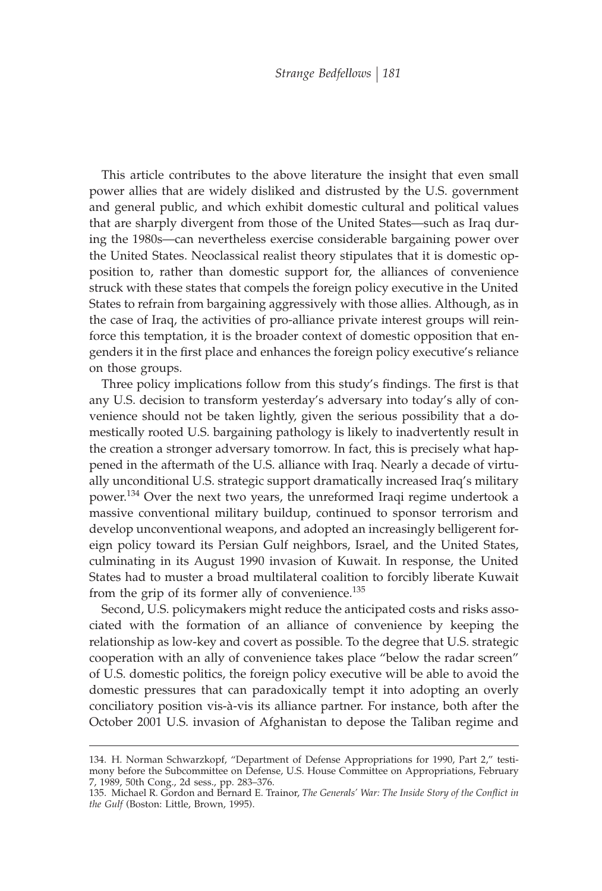This article contributes to the above literature the insight that even small power allies that are widely disliked and distrusted by the U.S. government and general public, and which exhibit domestic cultural and political values that are sharply divergent from those of the United States—such as Iraq during the 1980s—can nevertheless exercise considerable bargaining power over the United States. Neoclassical realist theory stipulates that it is domestic opposition to, rather than domestic support for, the alliances of convenience struck with these states that compels the foreign policy executive in the United States to refrain from bargaining aggressively with those allies. Although, as in the case of Iraq, the activities of pro-alliance private interest groups will reinforce this temptation, it is the broader context of domestic opposition that engenders it in the first place and enhances the foreign policy executive's reliance on those groups.

Three policy implications follow from this study's findings. The first is that any U.S. decision to transform yesterday's adversary into today's ally of convenience should not be taken lightly, given the serious possibility that a domestically rooted U.S. bargaining pathology is likely to inadvertently result in the creation a stronger adversary tomorrow. In fact, this is precisely what happened in the aftermath of the U.S. alliance with Iraq. Nearly a decade of virtually unconditional U.S. strategic support dramatically increased Iraq's military power.[134] Over the next two years, the unreformed Iraqi regime undertook a massive conventional military buildup, continued to sponsor terrorism and develop unconventional weapons, and adopted an increasingly belligerent foreign policy toward its Persian Gulf neighbors, Israel, and the United States, culminating in its August 1990 invasion of Kuwait. In response, the United States had to muster a broad multilateral coalition to forcibly liberate Kuwait from the grip of its former ally of convenience.[135]

Second, U.S. policymakers might reduce the anticipated costs and risks associated with the formation of an alliance of convenience by keeping the relationship as low-key and covert as possible. To the degree that U.S. strategic cooperation with an ally of convenience takes place "below the radar screen" of U.S. domestic politics, the foreign policy executive will be able to avoid the domestic pressures that can paradoxically tempt it into adopting an overly conciliatory position vis-à-vis its alliance partner. For instance, both after the October 2001 U.S. invasion of Afghanistan to depose the Taliban regime and

---

134. H. Norman Schwarzkopf, "Department of Defense Appropriations for 1990, Part 2," testimony before the Subcommittee on Defense, U.S. House Committee on Appropriations, February 7, 1989, 50th Cong., 2d sess., pp. 283–376.

135. Michael R. Gordon and Bernard E. Trainor, *The Generals' War: The Inside Story of the Conflict in the Gulf* (Boston: Little, Brown, 1995).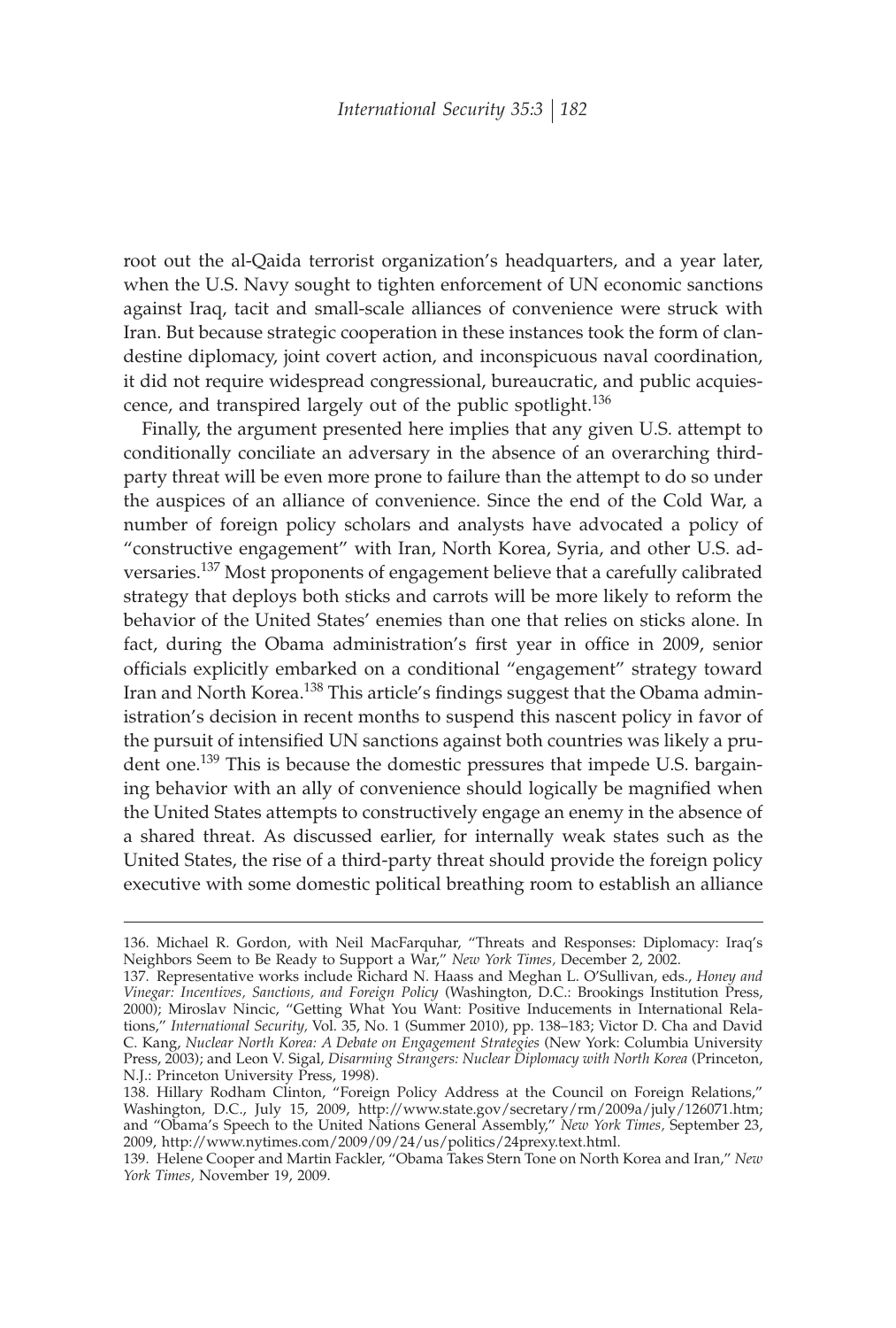root out the al-Qaida terrorist organization's headquarters, and a year later, when the U.S. Navy sought to tighten enforcement of UN economic sanctions against Iraq, tacit and small-scale alliances of convenience were struck with Iran. But because strategic cooperation in these instances took the form of clandestine diplomacy, joint covert action, and inconspicuous naval coordination, it did not require widespread congressional, bureaucratic, and public acquiescence, and transpired largely out of the public spotlight.[136]

Finally, the argument presented here implies that any given U.S. attempt to conditionally conciliate an adversary in the absence of an overarching third-party threat will be even more prone to failure than the attempt to do so under the auspices of an alliance of convenience. Since the end of the Cold War, a number of foreign policy scholars and analysts have advocated a policy of "constructive engagement" with Iran, North Korea, Syria, and other U.S. adversaries.[137] Most proponents of engagement believe that a carefully calibrated strategy that deploys both sticks and carrots will be more likely to reform the behavior of the United States' enemies than one that relies on sticks alone. In fact, during the Obama administration's first year in office in 2009, senior officials explicitly embarked on a conditional "engagement" strategy toward Iran and North Korea.[138] This article's findings suggest that the Obama administration's decision in recent months to suspend this nascent policy in favor of the pursuit of intensified UN sanctions against both countries was likely a prudent one.[139] This is because the domestic pressures that impede U.S. bargaining behavior with an ally of convenience should logically be magnified when the United States attempts to constructively engage an enemy in the absence of a shared threat. As discussed earlier, for internally weak states such as the United States, the rise of a third-party threat should provide the foreign policy executive with some domestic political breathing room to establish an alliance

---

136. Michael R. Gordon, with Neil MacFarquhar, "Threats and Responses: Diplomacy: Iraq's Neighbors Seem to Be Ready to Support a War," *New York Times,* December 2, 2002.

137. Representative works include Richard N. Haass and Meghan L. O'Sullivan, eds., *Honey and Vinegar: Incentives, Sanctions, and Foreign Policy* (Washington, D.C.: Brookings Institution Press, 2000); Miroslav Nincic, "Getting What You Want: Positive Inducements in International Relations," *International Security,* Vol. 35, No. 1 (Summer 2010), pp. 138–183; Victor D. Cha and David C. Kang, *Nuclear North Korea: A Debate on Engagement Strategies* (New York: Columbia University Press, 2003); and Leon V. Sigal, *Disarming Strangers: Nuclear Diplomacy with North Korea* (Princeton, N.J.: Princeton University Press, 1998).

138. Hillary Rodham Clinton, "Foreign Policy Address at the Council on Foreign Relations," Washington, D.C., July 15, 2009, http://www.state.gov/secretary/rm/2009a/july/126071.htm; and "Obama's Speech to the United Nations General Assembly," *New York Times,* September 23, 2009, http://www.nytimes.com/2009/09/24/us/politics/24prexy.text.html.

139. Helene Cooper and Martin Fackler, "Obama Takes Stern Tone on North Korea and Iran," *New York Times,* November 19, 2009.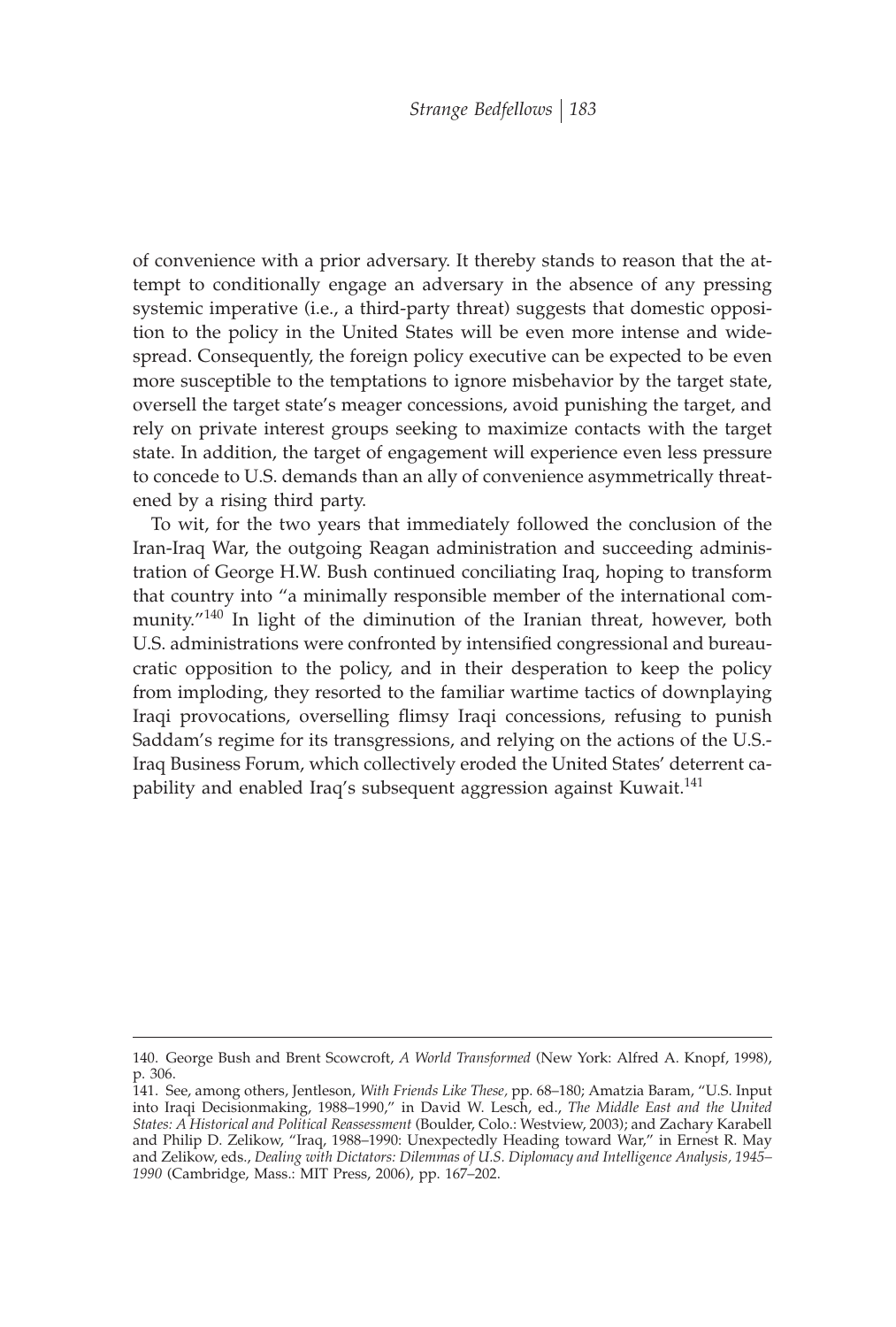of convenience with a prior adversary. It thereby stands to reason that the attempt to conditionally engage an adversary in the absence of any pressing systemic imperative (i.e., a third-party threat) suggests that domestic opposition to the policy in the United States will be even more intense and widespread. Consequently, the foreign policy executive can be expected to be even more susceptible to the temptations to ignore misbehavior by the target state, oversell the target state's meager concessions, avoid punishing the target, and rely on private interest groups seeking to maximize contacts with the target state. In addition, the target of engagement will experience even less pressure to concede to U.S. demands than an ally of convenience asymmetrically threatened by a rising third party.

To wit, for the two years that immediately followed the conclusion of the Iran-Iraq War, the outgoing Reagan administration and succeeding administration of George H.W. Bush continued conciliating Iraq, hoping to transform that country into "a minimally responsible member of the international community."[140] In light of the diminution of the Iranian threat, however, both U.S. administrations were confronted by intensified congressional and bureaucratic opposition to the policy, and in their desperation to keep the policy from imploding, they resorted to the familiar wartime tactics of downplaying Iraqi provocations, overselling flimsy Iraqi concessions, refusing to punish Saddam's regime for its transgressions, and relying on the actions of the U.S.-Iraq Business Forum, which collectively eroded the United States' deterrent capability and enabled Iraq's subsequent aggression against Kuwait.[141]

---

140. George Bush and Brent Scowcroft, *A World Transformed* (New York: Alfred A. Knopf, 1998), p. 306.

141. See, among others, Jentleson, *With Friends Like These,* pp. 68–180; Amatzia Baram, "U.S. Input into Iraqi Decisionmaking, 1988–1990," in David W. Lesch, ed., *The Middle East and the United States: A Historical and Political Reassessment* (Boulder, Colo.: Westview, 2003); and Zachary Karabell and Philip D. Zelikow, "Iraq, 1988–1990: Unexpectedly Heading toward War," in Ernest R. May and Zelikow, eds., *Dealing with Dictators: Dilemmas of U.S. Diplomacy and Intelligence Analysis, 1945–1990* (Cambridge, Mass.: MIT Press, 2006), pp. 167–202.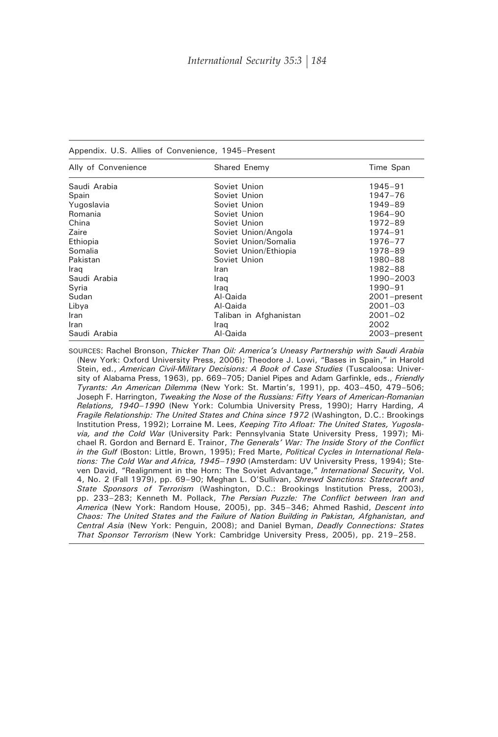Appendix. U.S. Allies of Convenience, 1945–Present

| Ally of Convenience | Shared Enemy | Time Span |
|---|---|---|
| Saudi Arabia | Soviet Union | 1945–91 |
| Spain | Soviet Union | 1947–76 |
| Yugoslavia | Soviet Union | 1949–89 |
| Romania | Soviet Union | 1964–90 |
| China | Soviet Union | 1972–89 |
| Zaire | Soviet Union/Angola | 1974–91 |
| Ethiopia | Soviet Union/Somalia | 1976–77 |
| Somalia | Soviet Union/Ethiopia | 1978–89 |
| Pakistan | Soviet Union | 1980–88 |
| Iraq | Iran | 1982–88 |
| Saudi Arabia | Iraq | 1990–2003 |
| Syria | Iraq | 1990–91 |
| Sudan | Al-Qaida | 2001–present |
| Libya | Al-Qaida | 2001–03 |
| Iran | Taliban in Afghanistan | 2001–02 |
| Iran | Iraq | 2002 |
| Saudi Arabia | Al-Qaida | 2003–present |

SOURCES: Rachel Bronson, *Thicker Than Oil: America's Uneasy Partnership with Saudi Arabia* (New York: Oxford University Press, 2006); Theodore J. Lowi, "Bases in Spain," in Harold Stein, ed., *American Civil-Military Decisions: A Book of Case Studies* (Tuscaloosa: University of Alabama Press, 1963), pp. 669–705; Daniel Pipes and Adam Garfinkle, eds., *Friendly Tyrants: An American Dilemma* (New York: St. Martin's, 1991), pp. 403–450, 479–506; Joseph F. Harrington, *Tweaking the Nose of the Russians: Fifty Years of American-Romanian Relations, 1940–1990* (New York: Columbia University Press, 1990); Harry Harding, *A Fragile Relationship: The United States and China since 1972* (Washington, D.C.: Brookings Institution Press, 1992); Lorraine M. Lees, *Keeping Tito Afloat: The United States, Yugoslavia, and the Cold War* (University Park: Pennsylvania State University Press, 1997); Michael R. Gordon and Bernard E. Trainor, *The Generals' War: The Inside Story of the Conflict in the Gulf* (Boston: Little, Brown, 1995); Fred Marte, *Political Cycles in International Relations: The Cold War and Africa, 1945–1990* (Amsterdam: UV University Press, 1994); Steven David, "Realignment in the Horn: The Soviet Advantage," *International Security,* Vol. 4, No. 2 (Fall 1979), pp. 69–90; Meghan L. O'Sullivan, *Shrewd Sanctions: Statecraft and State Sponsors of Terrorism* (Washington, D.C.: Brookings Institution Press, 2003), pp. 233–283; Kenneth M. Pollack, *The Persian Puzzle: The Conflict between Iran and America* (New York: Random House, 2005), pp. 345–346; Ahmed Rashid, *Descent into Chaos: The United States and the Failure of Nation Building in Pakistan, Afghanistan, and Central Asia* (New York: Penguin, 2008); and Daniel Byman, *Deadly Connections: States That Sponsor Terrorism* (New York: Cambridge University Press, 2005), pp. 219–258.